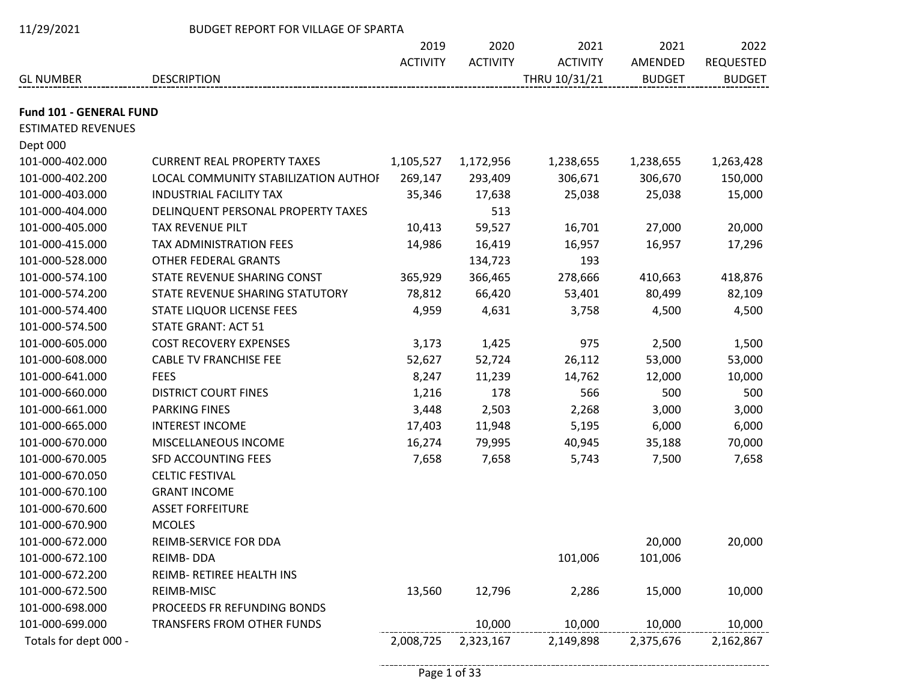11/29/2021 BUDGET REPORT FOR VILLAGE OF SPARTA

| GL NUMBER | DESCRIPTION | 2019 ACTIVITY | 2020 ACTIVITY | 2021 ACTIVITY THRU 10/31/21 | 2021 AMENDED BUDGET | 2022 REQUESTED BUDGET |
|---|---|---|---|---|---|---|
| **Fund 101 - GENERAL FUND** | | | | | | |
| ESTIMATED REVENUES | | | | | | |
| Dept 000 | | | | | | |
| 101-000-402.000 | CURRENT REAL PROPERTY TAXES | 1,105,527 | 1,172,956 | 1,238,655 | 1,238,655 | 1,263,428 |
| 101-000-402.200 | LOCAL COMMUNITY STABILIZATION AUTHOI | 269,147 | 293,409 | 306,671 | 306,670 | 150,000 |
| 101-000-403.000 | INDUSTRIAL FACILITY TAX | 35,346 | 17,638 | 25,038 | 25,038 | 15,000 |
| 101-000-404.000 | DELINQUENT PERSONAL PROPERTY TAXES | | 513 | | | |
| 101-000-405.000 | TAX REVENUE PILT | 10,413 | 59,527 | 16,701 | 27,000 | 20,000 |
| 101-000-415.000 | TAX ADMINISTRATION FEES | 14,986 | 16,419 | 16,957 | 16,957 | 17,296 |
| 101-000-528.000 | OTHER FEDERAL GRANTS | | 134,723 | 193 | | |
| 101-000-574.100 | STATE REVENUE SHARING CONST | 365,929 | 366,465 | 278,666 | 410,663 | 418,876 |
| 101-000-574.200 | STATE REVENUE SHARING STATUTORY | 78,812 | 66,420 | 53,401 | 80,499 | 82,109 |
| 101-000-574.400 | STATE LIQUOR LICENSE FEES | 4,959 | 4,631 | 3,758 | 4,500 | 4,500 |
| 101-000-574.500 | STATE GRANT: ACT 51 | | | | | |
| 101-000-605.000 | COST RECOVERY EXPENSES | 3,173 | 1,425 | 975 | 2,500 | 1,500 |
| 101-000-608.000 | CABLE TV FRANCHISE FEE | 52,627 | 52,724 | 26,112 | 53,000 | 53,000 |
| 101-000-641.000 | FEES | 8,247 | 11,239 | 14,762 | 12,000 | 10,000 |
| 101-000-660.000 | DISTRICT COURT FINES | 1,216 | 178 | 566 | 500 | 500 |
| 101-000-661.000 | PARKING FINES | 3,448 | 2,503 | 2,268 | 3,000 | 3,000 |
| 101-000-665.000 | INTEREST INCOME | 17,403 | 11,948 | 5,195 | 6,000 | 6,000 |
| 101-000-670.000 | MISCELLANEOUS INCOME | 16,274 | 79,995 | 40,945 | 35,188 | 70,000 |
| 101-000-670.005 | SFD ACCOUNTING FEES | 7,658 | 7,658 | 5,743 | 7,500 | 7,658 |
| 101-000-670.050 | CELTIC FESTIVAL | | | | | |
| 101-000-670.100 | GRANT INCOME | | | | | |
| 101-000-670.600 | ASSET FORFEITURE | | | | | |
| 101-000-670.900 | MCOLES | | | | | |
| 101-000-672.000 | REIMB-SERVICE FOR DDA | | | | 20,000 | 20,000 |
| 101-000-672.100 | REIMB- DDA | | | 101,006 | 101,006 | |
| 101-000-672.200 | REIMB- RETIREE HEALTH INS | | | | | |
| 101-000-672.500 | REIMB-MISC | 13,560 | 12,796 | 2,286 | 15,000 | 10,000 |
| 101-000-698.000 | PROCEEDS FR REFUNDING BONDS | | | | | |
| 101-000-699.000 | TRANSFERS FROM OTHER FUNDS | | 10,000 | 10,000 | 10,000 | 10,000 |
| Totals for dept 000 - | | 2,008,725 | 2,323,167 | 2,149,898 | 2,375,676 | 2,162,867 |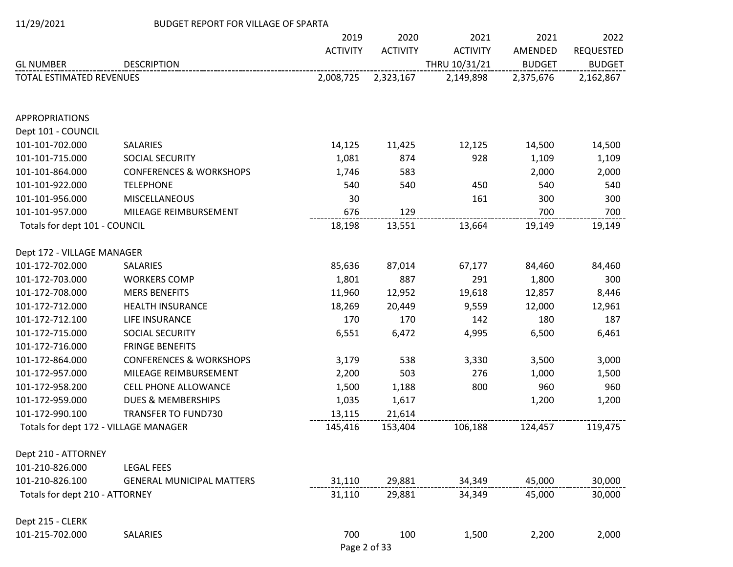11/29/2021 BUDGET REPORT FOR VILLAGE OF SPARTA

| GL NUMBER | DESCRIPTION | 2019 ACTIVITY | 2020 ACTIVITY | 2021 ACTIVITY THRU 10/31/21 | 2021 AMENDED BUDGET | 2022 REQUESTED BUDGET |
|---|---|---|---|---|---|---|
| TOTAL ESTIMATED REVENUES | | 2,008,725 | 2,323,167 | 2,149,898 | 2,375,676 | 2,162,867 |
| | | | | | | |
| APPROPRIATIONS | | | | | | |
| Dept 101 - COUNCIL | | | | | | |
| 101-101-702.000 | SALARIES | 14,125 | 11,425 | 12,125 | 14,500 | 14,500 |
| 101-101-715.000 | SOCIAL SECURITY | 1,081 | 874 | 928 | 1,109 | 1,109 |
| 101-101-864.000 | CONFERENCES & WORKSHOPS | 1,746 | 583 | | 2,000 | 2,000 |
| 101-101-922.000 | TELEPHONE | 540 | 540 | 450 | 540 | 540 |
| 101-101-956.000 | MISCELLANEOUS | 30 | | 161 | 300 | 300 |
| 101-101-957.000 | MILEAGE REIMBURSEMENT | 676 | 129 | | 700 | 700 |
| Totals for dept 101 - COUNCIL | | 18,198 | 13,551 | 13,664 | 19,149 | 19,149 |
| | | | | | | |
| Dept 172 - VILLAGE MANAGER | | | | | | |
| 101-172-702.000 | SALARIES | 85,636 | 87,014 | 67,177 | 84,460 | 84,460 |
| 101-172-703.000 | WORKERS COMP | 1,801 | 887 | 291 | 1,800 | 300 |
| 101-172-708.000 | MERS BENEFITS | 11,960 | 12,952 | 19,618 | 12,857 | 8,446 |
| 101-172-712.000 | HEALTH INSURANCE | 18,269 | 20,449 | 9,559 | 12,000 | 12,961 |
| 101-172-712.100 | LIFE INSURANCE | 170 | 170 | 142 | 180 | 187 |
| 101-172-715.000 | SOCIAL SECURITY | 6,551 | 6,472 | 4,995 | 6,500 | 6,461 |
| 101-172-716.000 | FRINGE BENEFITS | | | | | |
| 101-172-864.000 | CONFERENCES & WORKSHOPS | 3,179 | 538 | 3,330 | 3,500 | 3,000 |
| 101-172-957.000 | MILEAGE REIMBURSEMENT | 2,200 | 503 | 276 | 1,000 | 1,500 |
| 101-172-958.200 | CELL PHONE ALLOWANCE | 1,500 | 1,188 | 800 | 960 | 960 |
| 101-172-959.000 | DUES & MEMBERSHIPS | 1,035 | 1,617 | | 1,200 | 1,200 |
| 101-172-990.100 | TRANSFER TO FUND730 | 13,115 | 21,614 | | | |
| Totals for dept 172 - VILLAGE MANAGER | | 145,416 | 153,404 | 106,188 | 124,457 | 119,475 |
| | | | | | | |
| Dept 210 - ATTORNEY | | | | | | |
| 101-210-826.000 | LEGAL FEES | | | | | |
| 101-210-826.100 | GENERAL MUNICIPAL MATTERS | 31,110 | 29,881 | 34,349 | 45,000 | 30,000 |
| Totals for dept 210 - ATTORNEY | | 31,110 | 29,881 | 34,349 | 45,000 | 30,000 |
| | | | | | | |
| Dept 215 - CLERK | | | | | | |
| 101-215-702.000 | SALARIES | 700 | 100 | 1,500 | 2,200 | 2,000 |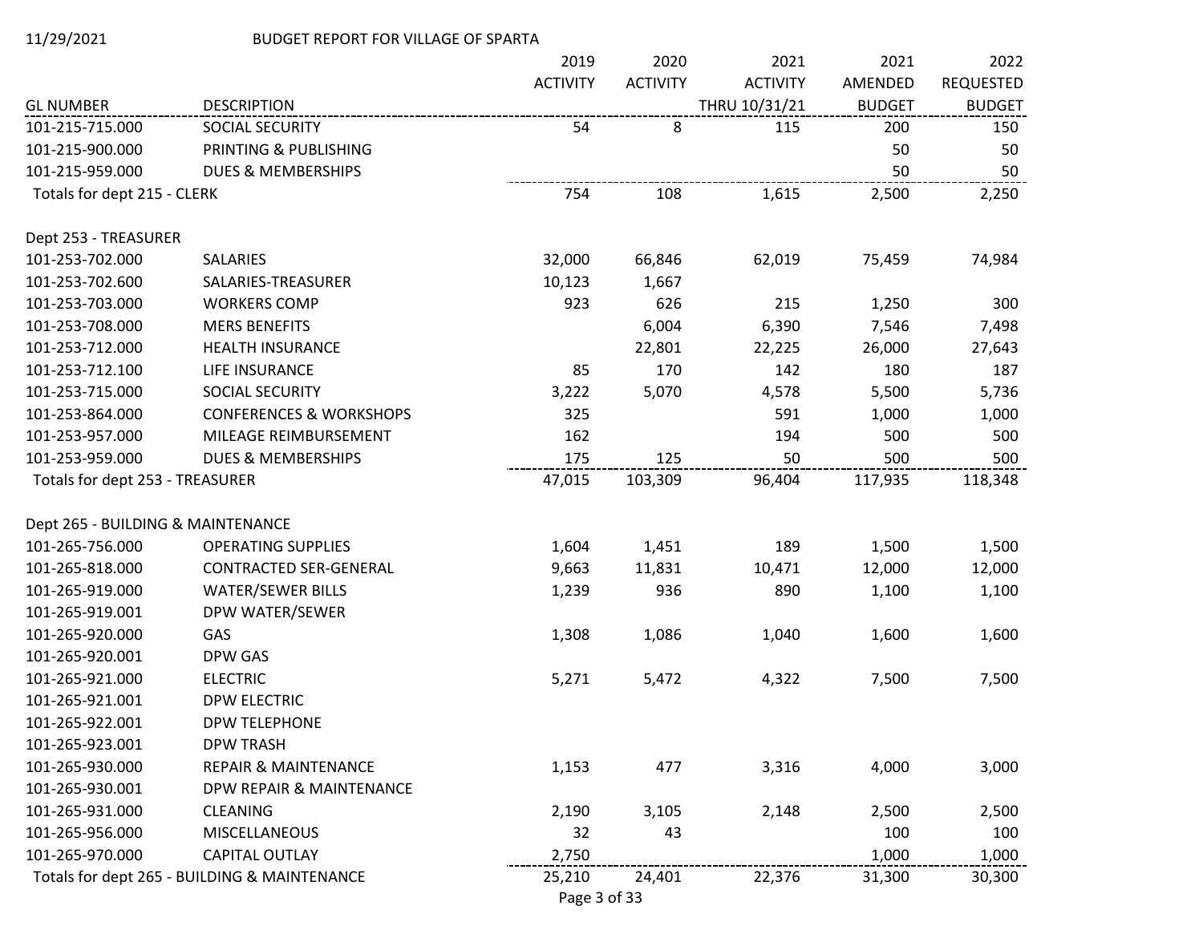11/29/2021 BUDGET REPORT FOR VILLAGE OF SPARTA

| GL NUMBER | DESCRIPTION | 2019 ACTIVITY | 2020 ACTIVITY | 2021 ACTIVITY THRU 10/31/21 | 2021 AMENDED BUDGET | 2022 REQUESTED BUDGET |
|---|---|---|---|---|---|---|
| 101-215-715.000 | SOCIAL SECURITY | 54 | 8 | 115 | 200 | 150 |
| 101-215-900.000 | PRINTING & PUBLISHING | | | | 50 | 50 |
| 101-215-959.000 | DUES & MEMBERSHIPS | | | | 50 | 50 |
| Totals for dept 215 - CLERK | | 754 | 108 | 1,615 | 2,500 | 2,250 |
| | | | | | | |
| Dept 253 - TREASURER | | | | | | |
| 101-253-702.000 | SALARIES | 32,000 | 66,846 | 62,019 | 75,459 | 74,984 |
| 101-253-702.600 | SALARIES-TREASURER | 10,123 | 1,667 | | | |
| 101-253-703.000 | WORKERS COMP | 923 | 626 | 215 | 1,250 | 300 |
| 101-253-708.000 | MERS BENEFITS | | 6,004 | 6,390 | 7,546 | 7,498 |
| 101-253-712.000 | HEALTH INSURANCE | | 22,801 | 22,225 | 26,000 | 27,643 |
| 101-253-712.100 | LIFE INSURANCE | 85 | 170 | 142 | 180 | 187 |
| 101-253-715.000 | SOCIAL SECURITY | 3,222 | 5,070 | 4,578 | 5,500 | 5,736 |
| 101-253-864.000 | CONFERENCES & WORKSHOPS | 325 | | 591 | 1,000 | 1,000 |
| 101-253-957.000 | MILEAGE REIMBURSEMENT | 162 | | 194 | 500 | 500 |
| 101-253-959.000 | DUES & MEMBERSHIPS | 175 | 125 | 50 | 500 | 500 |
| Totals for dept 253 - TREASURER | | 47,015 | 103,309 | 96,404 | 117,935 | 118,348 |
| | | | | | | |
| Dept 265 - BUILDING & MAINTENANCE | | | | | | |
| 101-265-756.000 | OPERATING SUPPLIES | 1,604 | 1,451 | 189 | 1,500 | 1,500 |
| 101-265-818.000 | CONTRACTED SER-GENERAL | 9,663 | 11,831 | 10,471 | 12,000 | 12,000 |
| 101-265-919.000 | WATER/SEWER BILLS | 1,239 | 936 | 890 | 1,100 | 1,100 |
| 101-265-919.001 | DPW WATER/SEWER | | | | | |
| 101-265-920.000 | GAS | 1,308 | 1,086 | 1,040 | 1,600 | 1,600 |
| 101-265-920.001 | DPW GAS | | | | | |
| 101-265-921.000 | ELECTRIC | 5,271 | 5,472 | 4,322 | 7,500 | 7,500 |
| 101-265-921.001 | DPW ELECTRIC | | | | | |
| 101-265-922.001 | DPW TELEPHONE | | | | | |
| 101-265-923.001 | DPW TRASH | | | | | |
| 101-265-930.000 | REPAIR & MAINTENANCE | 1,153 | 477 | 3,316 | 4,000 | 3,000 |
| 101-265-930.001 | DPW REPAIR & MAINTENANCE | | | | | |
| 101-265-931.000 | CLEANING | 2,190 | 3,105 | 2,148 | 2,500 | 2,500 |
| 101-265-956.000 | MISCELLANEOUS | 32 | 43 | | 100 | 100 |
| 101-265-970.000 | CAPITAL OUTLAY | 2,750 | | | 1,000 | 1,000 |
| Totals for dept 265 - BUILDING & MAINTENANCE | | 25,210 | 24,401 | 22,376 | 31,300 | 30,300 |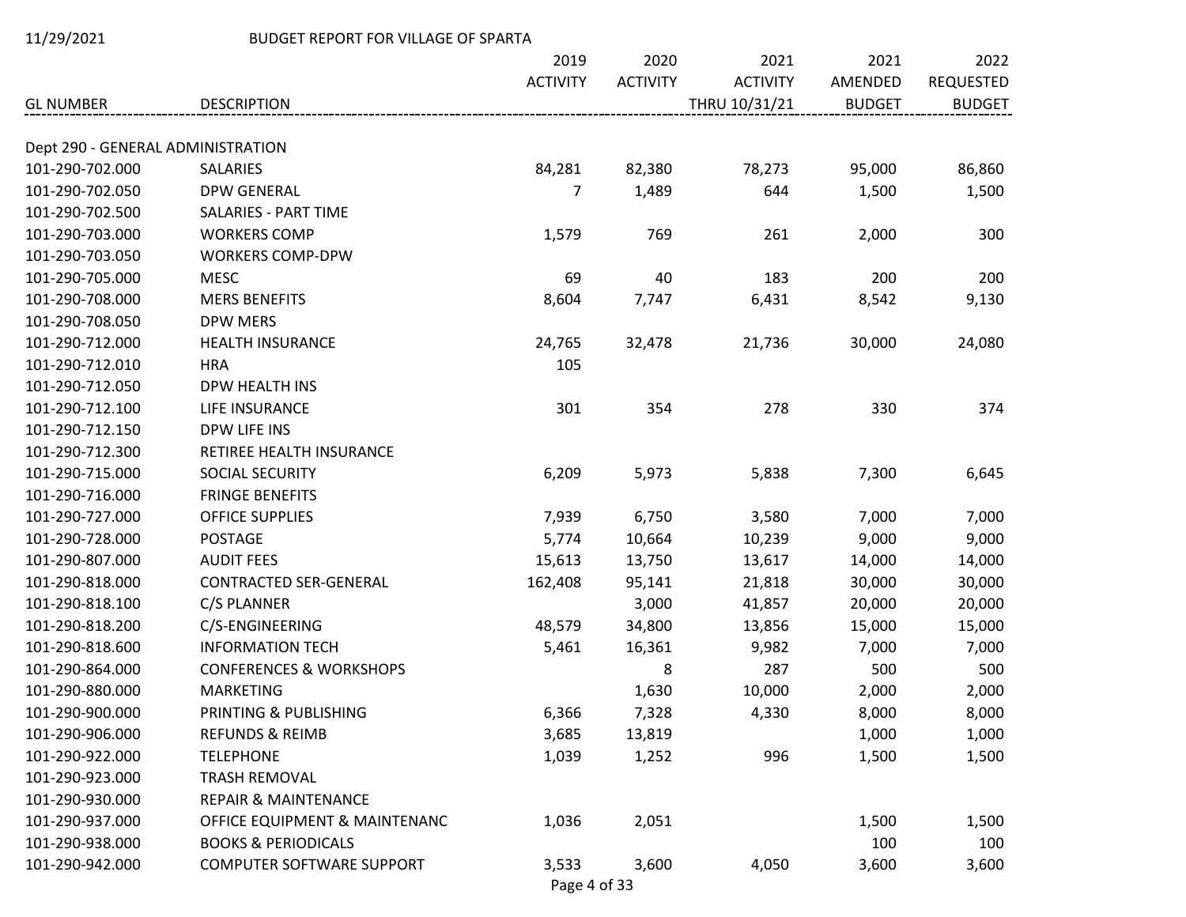11/29/2021 BUDGET REPORT FOR VILLAGE OF SPARTA

| GL NUMBER | DESCRIPTION | 2019 ACTIVITY | 2020 ACTIVITY | 2021 ACTIVITY THRU 10/31/21 | 2021 AMENDED BUDGET | 2022 REQUESTED BUDGET |
|---|---|---|---|---|---|---|
| Dept 290 - GENERAL ADMINISTRATION | | | | | | |
| 101-290-702.000 | SALARIES | 84,281 | 82,380 | 78,273 | 95,000 | 86,860 |
| 101-290-702.050 | DPW GENERAL | 7 | 1,489 | 644 | 1,500 | 1,500 |
| 101-290-702.500 | SALARIES - PART TIME | | | | | |
| 101-290-703.000 | WORKERS COMP | 1,579 | 769 | 261 | 2,000 | 300 |
| 101-290-703.050 | WORKERS COMP-DPW | | | | | |
| 101-290-705.000 | MESC | 69 | 40 | 183 | 200 | 200 |
| 101-290-708.000 | MERS BENEFITS | 8,604 | 7,747 | 6,431 | 8,542 | 9,130 |
| 101-290-708.050 | DPW MERS | | | | | |
| 101-290-712.000 | HEALTH INSURANCE | 24,765 | 32,478 | 21,736 | 30,000 | 24,080 |
| 101-290-712.010 | HRA | 105 | | | | |
| 101-290-712.050 | DPW HEALTH INS | | | | | |
| 101-290-712.100 | LIFE INSURANCE | 301 | 354 | 278 | 330 | 374 |
| 101-290-712.150 | DPW LIFE INS | | | | | |
| 101-290-712.300 | RETIREE HEALTH INSURANCE | | | | | |
| 101-290-715.000 | SOCIAL SECURITY | 6,209 | 5,973 | 5,838 | 7,300 | 6,645 |
| 101-290-716.000 | FRINGE BENEFITS | | | | | |
| 101-290-727.000 | OFFICE SUPPLIES | 7,939 | 6,750 | 3,580 | 7,000 | 7,000 |
| 101-290-728.000 | POSTAGE | 5,774 | 10,664 | 10,239 | 9,000 | 9,000 |
| 101-290-807.000 | AUDIT FEES | 15,613 | 13,750 | 13,617 | 14,000 | 14,000 |
| 101-290-818.000 | CONTRACTED SER-GENERAL | 162,408 | 95,141 | 21,818 | 30,000 | 30,000 |
| 101-290-818.100 | C/S PLANNER | | 3,000 | 41,857 | 20,000 | 20,000 |
| 101-290-818.200 | C/S-ENGINEERING | 48,579 | 34,800 | 13,856 | 15,000 | 15,000 |
| 101-290-818.600 | INFORMATION TECH | 5,461 | 16,361 | 9,982 | 7,000 | 7,000 |
| 101-290-864.000 | CONFERENCES & WORKSHOPS | | 8 | 287 | 500 | 500 |
| 101-290-880.000 | MARKETING | | 1,630 | 10,000 | 2,000 | 2,000 |
| 101-290-900.000 | PRINTING & PUBLISHING | 6,366 | 7,328 | 4,330 | 8,000 | 8,000 |
| 101-290-906.000 | REFUNDS & REIMB | 3,685 | 13,819 | | 1,000 | 1,000 |
| 101-290-922.000 | TELEPHONE | 1,039 | 1,252 | 996 | 1,500 | 1,500 |
| 101-290-923.000 | TRASH REMOVAL | | | | | |
| 101-290-930.000 | REPAIR & MAINTENANCE | | | | | |
| 101-290-937.000 | OFFICE EQUIPMENT & MAINTENANC | 1,036 | 2,051 | | 1,500 | 1,500 |
| 101-290-938.000 | BOOKS & PERIODICALS | | | | 100 | 100 |
| 101-290-942.000 | COMPUTER SOFTWARE SUPPORT | 3,533 | 3,600 | 4,050 | 3,600 | 3,600 |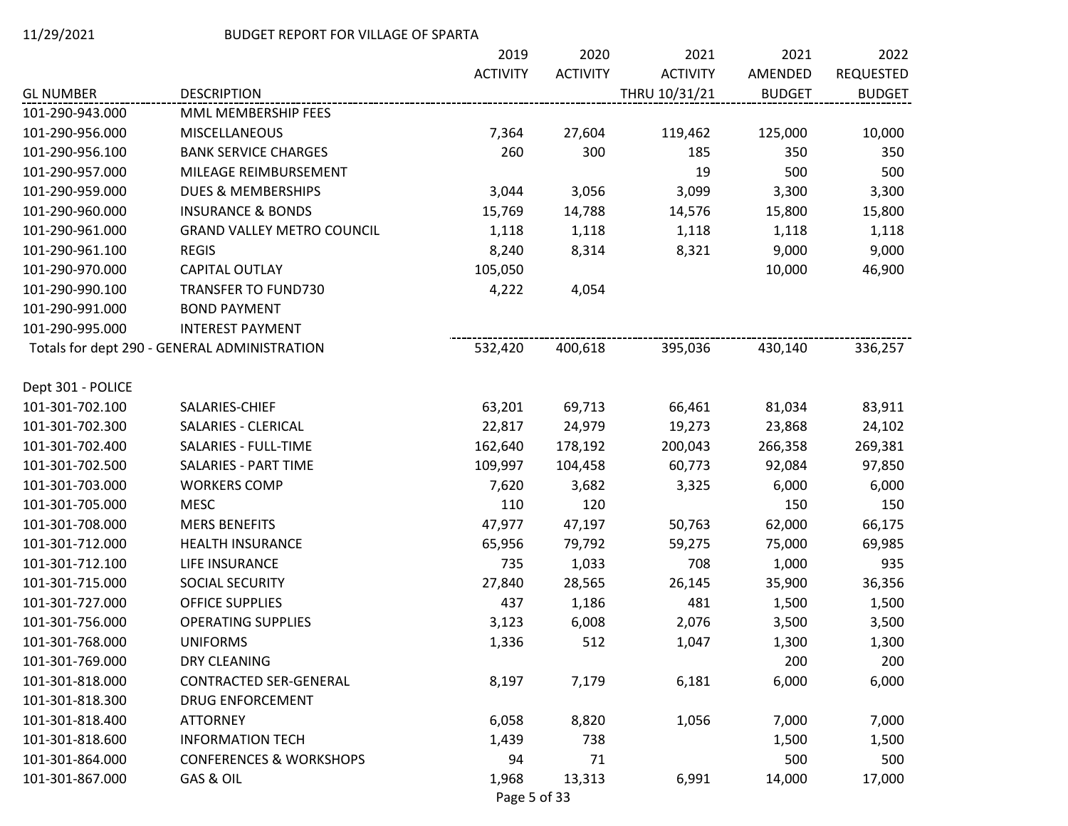11/29/2021 BUDGET REPORT FOR VILLAGE OF SPARTA

| GL NUMBER | DESCRIPTION | 2019 ACTIVITY | 2020 ACTIVITY | 2021 ACTIVITY THRU 10/31/21 | 2021 AMENDED BUDGET | 2022 REQUESTED BUDGET |
|---|---|---|---|---|---|---|
| 101-290-943.000 | MML MEMBERSHIP FEES | | | | | |
| 101-290-956.000 | MISCELLANEOUS | 7,364 | 27,604 | 119,462 | 125,000 | 10,000 |
| 101-290-956.100 | BANK SERVICE CHARGES | 260 | 300 | 185 | 350 | 350 |
| 101-290-957.000 | MILEAGE REIMBURSEMENT | | | 19 | 500 | 500 |
| 101-290-959.000 | DUES & MEMBERSHIPS | 3,044 | 3,056 | 3,099 | 3,300 | 3,300 |
| 101-290-960.000 | INSURANCE & BONDS | 15,769 | 14,788 | 14,576 | 15,800 | 15,800 |
| 101-290-961.000 | GRAND VALLEY METRO COUNCIL | 1,118 | 1,118 | 1,118 | 1,118 | 1,118 |
| 101-290-961.100 | REGIS | 8,240 | 8,314 | 8,321 | 9,000 | 9,000 |
| 101-290-970.000 | CAPITAL OUTLAY | 105,050 | | | 10,000 | 46,900 |
| 101-290-990.100 | TRANSFER TO FUND730 | 4,222 | 4,054 | | | |
| 101-290-991.000 | BOND PAYMENT | | | | | |
| 101-290-995.000 | INTEREST PAYMENT | | | | | |
| Totals for dept 290 - GENERAL ADMINISTRATION | | 532,420 | 400,618 | 395,036 | 430,140 | 336,257 |
| | | | | | | |
| Dept 301 - POLICE | | | | | | |
| 101-301-702.100 | SALARIES-CHIEF | 63,201 | 69,713 | 66,461 | 81,034 | 83,911 |
| 101-301-702.300 | SALARIES - CLERICAL | 22,817 | 24,979 | 19,273 | 23,868 | 24,102 |
| 101-301-702.400 | SALARIES - FULL-TIME | 162,640 | 178,192 | 200,043 | 266,358 | 269,381 |
| 101-301-702.500 | SALARIES - PART TIME | 109,997 | 104,458 | 60,773 | 92,084 | 97,850 |
| 101-301-703.000 | WORKERS COMP | 7,620 | 3,682 | 3,325 | 6,000 | 6,000 |
| 101-301-705.000 | MESC | 110 | 120 | | 150 | 150 |
| 101-301-708.000 | MERS BENEFITS | 47,977 | 47,197 | 50,763 | 62,000 | 66,175 |
| 101-301-712.000 | HEALTH INSURANCE | 65,956 | 79,792 | 59,275 | 75,000 | 69,985 |
| 101-301-712.100 | LIFE INSURANCE | 735 | 1,033 | 708 | 1,000 | 935 |
| 101-301-715.000 | SOCIAL SECURITY | 27,840 | 28,565 | 26,145 | 35,900 | 36,356 |
| 101-301-727.000 | OFFICE SUPPLIES | 437 | 1,186 | 481 | 1,500 | 1,500 |
| 101-301-756.000 | OPERATING SUPPLIES | 3,123 | 6,008 | 2,076 | 3,500 | 3,500 |
| 101-301-768.000 | UNIFORMS | 1,336 | 512 | 1,047 | 1,300 | 1,300 |
| 101-301-769.000 | DRY CLEANING | | | | 200 | 200 |
| 101-301-818.000 | CONTRACTED SER-GENERAL | 8,197 | 7,179 | 6,181 | 6,000 | 6,000 |
| 101-301-818.300 | DRUG ENFORCEMENT | | | | | |
| 101-301-818.400 | ATTORNEY | 6,058 | 8,820 | 1,056 | 7,000 | 7,000 |
| 101-301-818.600 | INFORMATION TECH | 1,439 | 738 | | 1,500 | 1,500 |
| 101-301-864.000 | CONFERENCES & WORKSHOPS | 94 | 71 | | 500 | 500 |
| 101-301-867.000 | GAS & OIL | 1,968 | 13,313 | 6,991 | 14,000 | 17,000 |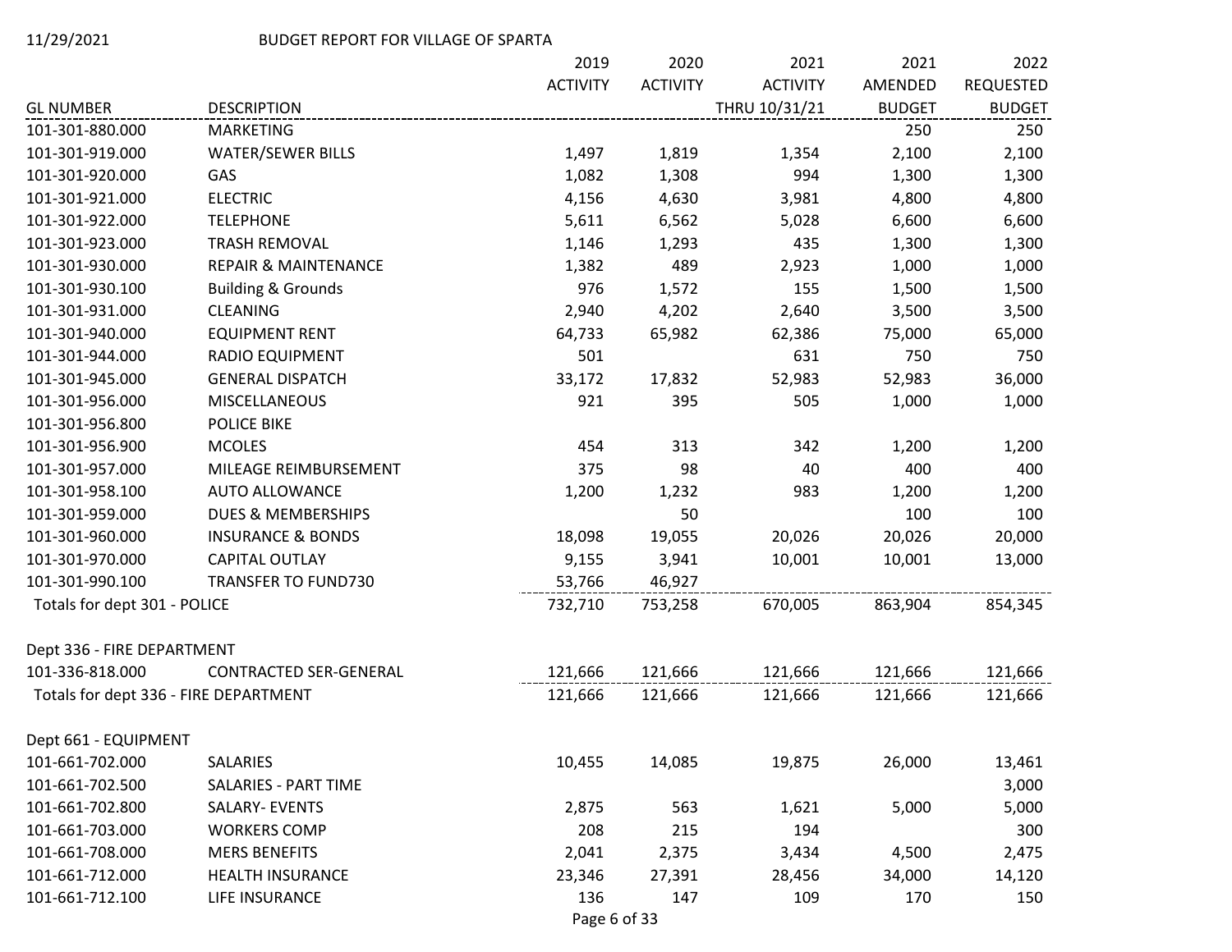11/29/2021 BUDGET REPORT FOR VILLAGE OF SPARTA

| GL NUMBER | DESCRIPTION | 2019 ACTIVITY | 2020 ACTIVITY | 2021 ACTIVITY THRU 10/31/21 | 2021 AMENDED BUDGET | 2022 REQUESTED BUDGET |
|---|---|---|---|---|---|---|
| 101-301-880.000 | MARKETING | | | | 250 | 250 |
| 101-301-919.000 | WATER/SEWER BILLS | 1,497 | 1,819 | 1,354 | 2,100 | 2,100 |
| 101-301-920.000 | GAS | 1,082 | 1,308 | 994 | 1,300 | 1,300 |
| 101-301-921.000 | ELECTRIC | 4,156 | 4,630 | 3,981 | 4,800 | 4,800 |
| 101-301-922.000 | TELEPHONE | 5,611 | 6,562 | 5,028 | 6,600 | 6,600 |
| 101-301-923.000 | TRASH REMOVAL | 1,146 | 1,293 | 435 | 1,300 | 1,300 |
| 101-301-930.000 | REPAIR & MAINTENANCE | 1,382 | 489 | 2,923 | 1,000 | 1,000 |
| 101-301-930.100 | Building & Grounds | 976 | 1,572 | 155 | 1,500 | 1,500 |
| 101-301-931.000 | CLEANING | 2,940 | 4,202 | 2,640 | 3,500 | 3,500 |
| 101-301-940.000 | EQUIPMENT RENT | 64,733 | 65,982 | 62,386 | 75,000 | 65,000 |
| 101-301-944.000 | RADIO EQUIPMENT | 501 | | 631 | 750 | 750 |
| 101-301-945.000 | GENERAL DISPATCH | 33,172 | 17,832 | 52,983 | 52,983 | 36,000 |
| 101-301-956.000 | MISCELLANEOUS | 921 | 395 | 505 | 1,000 | 1,000 |
| 101-301-956.800 | POLICE BIKE | | | | | |
| 101-301-956.900 | MCOLES | 454 | 313 | 342 | 1,200 | 1,200 |
| 101-301-957.000 | MILEAGE REIMBURSEMENT | 375 | 98 | 40 | 400 | 400 |
| 101-301-958.100 | AUTO ALLOWANCE | 1,200 | 1,232 | 983 | 1,200 | 1,200 |
| 101-301-959.000 | DUES & MEMBERSHIPS | | 50 | | 100 | 100 |
| 101-301-960.000 | INSURANCE & BONDS | 18,098 | 19,055 | 20,026 | 20,026 | 20,000 |
| 101-301-970.000 | CAPITAL OUTLAY | 9,155 | 3,941 | 10,001 | 10,001 | 13,000 |
| 101-301-990.100 | TRANSFER TO FUND730 | 53,766 | 46,927 | | | |
| Totals for dept 301 - POLICE | | 732,710 | 753,258 | 670,005 | 863,904 | 854,345 |
| | | | | | | |
| Dept 336 - FIRE DEPARTMENT | | | | | | |
| 101-336-818.000 | CONTRACTED SER-GENERAL | 121,666 | 121,666 | 121,666 | 121,666 | 121,666 |
| Totals for dept 336 - FIRE DEPARTMENT | | 121,666 | 121,666 | 121,666 | 121,666 | 121,666 |
| | | | | | | |
| Dept 661 - EQUIPMENT | | | | | | |
| 101-661-702.000 | SALARIES | 10,455 | 14,085 | 19,875 | 26,000 | 13,461 |
| 101-661-702.500 | SALARIES - PART TIME | | | | | 3,000 |
| 101-661-702.800 | SALARY- EVENTS | 2,875 | 563 | 1,621 | 5,000 | 5,000 |
| 101-661-703.000 | WORKERS COMP | 208 | 215 | 194 | | 300 |
| 101-661-708.000 | MERS BENEFITS | 2,041 | 2,375 | 3,434 | 4,500 | 2,475 |
| 101-661-712.000 | HEALTH INSURANCE | 23,346 | 27,391 | 28,456 | 34,000 | 14,120 |
| 101-661-712.100 | LIFE INSURANCE | 136 | 147 | 109 | 170 | 150 |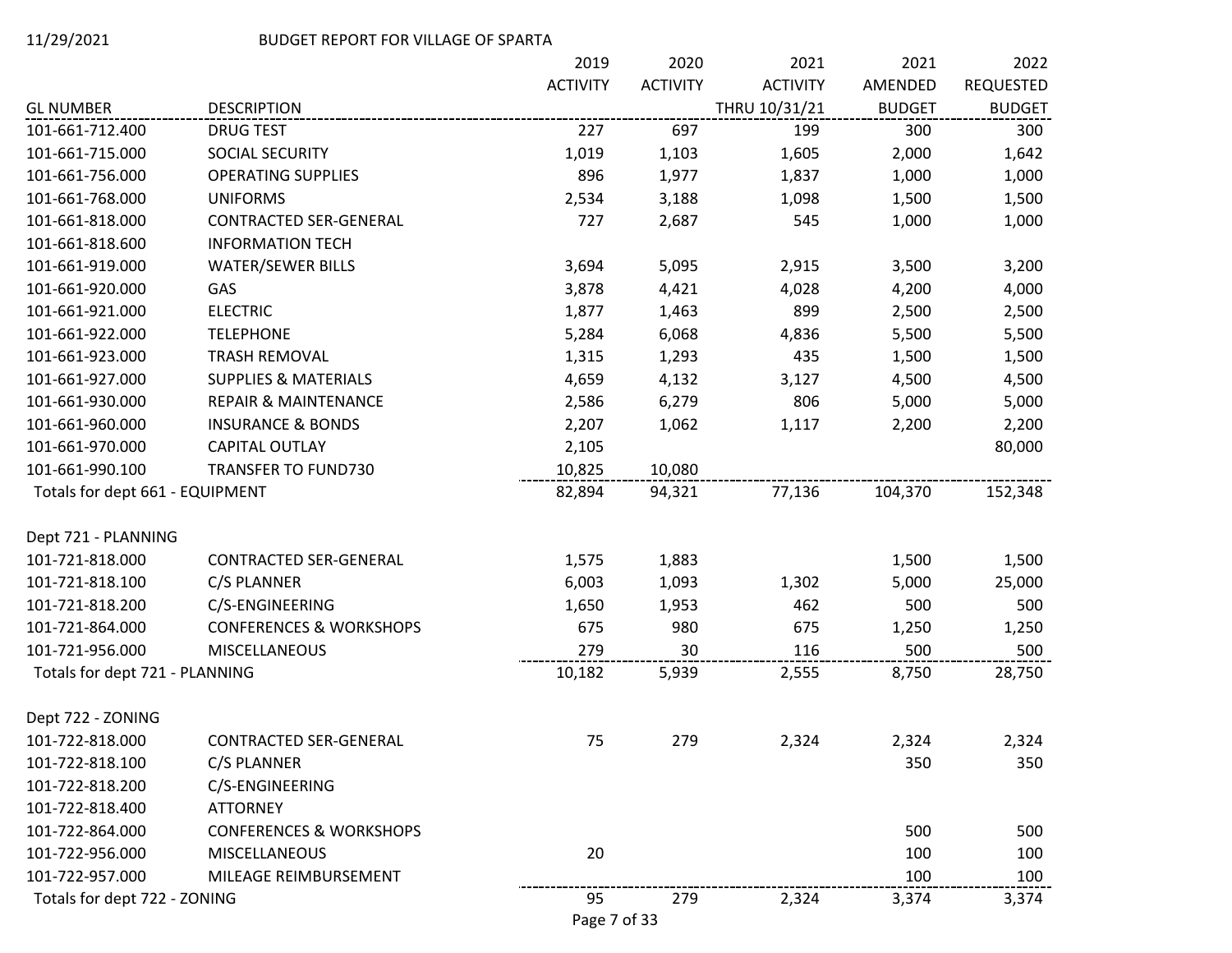11/29/2021 BUDGET REPORT FOR VILLAGE OF SPARTA

| GL NUMBER | DESCRIPTION | 2019 ACTIVITY | 2020 ACTIVITY | 2021 ACTIVITY THRU 10/31/21 | 2021 AMENDED BUDGET | 2022 REQUESTED BUDGET |
|---|---|---|---|---|---|---|
| 101-661-712.400 | DRUG TEST | 227 | 697 | 199 | 300 | 300 |
| 101-661-715.000 | SOCIAL SECURITY | 1,019 | 1,103 | 1,605 | 2,000 | 1,642 |
| 101-661-756.000 | OPERATING SUPPLIES | 896 | 1,977 | 1,837 | 1,000 | 1,000 |
| 101-661-768.000 | UNIFORMS | 2,534 | 3,188 | 1,098 | 1,500 | 1,500 |
| 101-661-818.000 | CONTRACTED SER-GENERAL | 727 | 2,687 | 545 | 1,000 | 1,000 |
| 101-661-818.600 | INFORMATION TECH | | | | | |
| 101-661-919.000 | WATER/SEWER BILLS | 3,694 | 5,095 | 2,915 | 3,500 | 3,200 |
| 101-661-920.000 | GAS | 3,878 | 4,421 | 4,028 | 4,200 | 4,000 |
| 101-661-921.000 | ELECTRIC | 1,877 | 1,463 | 899 | 2,500 | 2,500 |
| 101-661-922.000 | TELEPHONE | 5,284 | 6,068 | 4,836 | 5,500 | 5,500 |
| 101-661-923.000 | TRASH REMOVAL | 1,315 | 1,293 | 435 | 1,500 | 1,500 |
| 101-661-927.000 | SUPPLIES & MATERIALS | 4,659 | 4,132 | 3,127 | 4,500 | 4,500 |
| 101-661-930.000 | REPAIR & MAINTENANCE | 2,586 | 6,279 | 806 | 5,000 | 5,000 |
| 101-661-960.000 | INSURANCE & BONDS | 2,207 | 1,062 | 1,117 | 2,200 | 2,200 |
| 101-661-970.000 | CAPITAL OUTLAY | 2,105 | | | | 80,000 |
| 101-661-990.100 | TRANSFER TO FUND730 | 10,825 | 10,080 | | | |
| Totals for dept 661 - EQUIPMENT | | 82,894 | 94,321 | 77,136 | 104,370 | 152,348 |
| | | | | | | |
| Dept 721 - PLANNING | | | | | | |
| 101-721-818.000 | CONTRACTED SER-GENERAL | 1,575 | 1,883 | | 1,500 | 1,500 |
| 101-721-818.100 | C/S PLANNER | 6,003 | 1,093 | 1,302 | 5,000 | 25,000 |
| 101-721-818.200 | C/S-ENGINEERING | 1,650 | 1,953 | 462 | 500 | 500 |
| 101-721-864.000 | CONFERENCES & WORKSHOPS | 675 | 980 | 675 | 1,250 | 1,250 |
| 101-721-956.000 | MISCELLANEOUS | 279 | 30 | 116 | 500 | 500 |
| Totals for dept 721 - PLANNING | | 10,182 | 5,939 | 2,555 | 8,750 | 28,750 |
| | | | | | | |
| Dept 722 - ZONING | | | | | | |
| 101-722-818.000 | CONTRACTED SER-GENERAL | 75 | 279 | 2,324 | 2,324 | 2,324 |
| 101-722-818.100 | C/S PLANNER | | | | 350 | 350 |
| 101-722-818.200 | C/S-ENGINEERING | | | | | |
| 101-722-818.400 | ATTORNEY | | | | | |
| 101-722-864.000 | CONFERENCES & WORKSHOPS | | | | 500 | 500 |
| 101-722-956.000 | MISCELLANEOUS | 20 | | | 100 | 100 |
| 101-722-957.000 | MILEAGE REIMBURSEMENT | | | | 100 | 100 |
| Totals for dept 722 - ZONING | | 95 | 279 | 2,324 | 3,374 | 3,374 |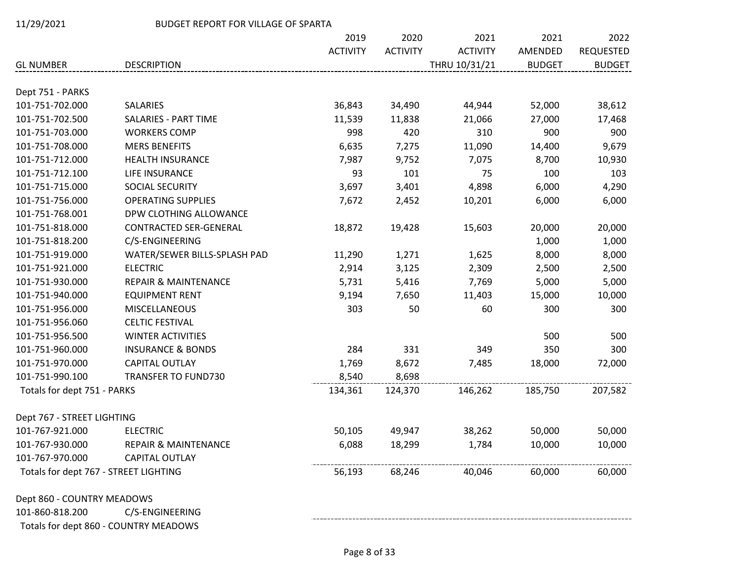11/29/2021 BUDGET REPORT FOR VILLAGE OF SPARTA

| GL NUMBER | DESCRIPTION | 2019 ACTIVITY | 2020 ACTIVITY | 2021 ACTIVITY THRU 10/31/21 | 2021 AMENDED BUDGET | 2022 REQUESTED BUDGET |
|---|---|---|---|---|---|---|
| Dept 751 - PARKS | | | | | | |
| 101-751-702.000 | SALARIES | 36,843 | 34,490 | 44,944 | 52,000 | 38,612 |
| 101-751-702.500 | SALARIES - PART TIME | 11,539 | 11,838 | 21,066 | 27,000 | 17,468 |
| 101-751-703.000 | WORKERS COMP | 998 | 420 | 310 | 900 | 900 |
| 101-751-708.000 | MERS BENEFITS | 6,635 | 7,275 | 11,090 | 14,400 | 9,679 |
| 101-751-712.000 | HEALTH INSURANCE | 7,987 | 9,752 | 7,075 | 8,700 | 10,930 |
| 101-751-712.100 | LIFE INSURANCE | 93 | 101 | 75 | 100 | 103 |
| 101-751-715.000 | SOCIAL SECURITY | 3,697 | 3,401 | 4,898 | 6,000 | 4,290 |
| 101-751-756.000 | OPERATING SUPPLIES | 7,672 | 2,452 | 10,201 | 6,000 | 6,000 |
| 101-751-768.001 | DPW CLOTHING ALLOWANCE | | | | | |
| 101-751-818.000 | CONTRACTED SER-GENERAL | 18,872 | 19,428 | 15,603 | 20,000 | 20,000 |
| 101-751-818.200 | C/S-ENGINEERING | | | | 1,000 | 1,000 |
| 101-751-919.000 | WATER/SEWER BILLS-SPLASH PAD | 11,290 | 1,271 | 1,625 | 8,000 | 8,000 |
| 101-751-921.000 | ELECTRIC | 2,914 | 3,125 | 2,309 | 2,500 | 2,500 |
| 101-751-930.000 | REPAIR & MAINTENANCE | 5,731 | 5,416 | 7,769 | 5,000 | 5,000 |
| 101-751-940.000 | EQUIPMENT RENT | 9,194 | 7,650 | 11,403 | 15,000 | 10,000 |
| 101-751-956.000 | MISCELLANEOUS | 303 | 50 | 60 | 300 | 300 |
| 101-751-956.060 | CELTIC FESTIVAL | | | | | |
| 101-751-956.500 | WINTER ACTIVITIES | | | | 500 | 500 |
| 101-751-960.000 | INSURANCE & BONDS | 284 | 331 | 349 | 350 | 300 |
| 101-751-970.000 | CAPITAL OUTLAY | 1,769 | 8,672 | 7,485 | 18,000 | 72,000 |
| 101-751-990.100 | TRANSFER TO FUND730 | 8,540 | 8,698 | | | |
| Totals for dept 751 - PARKS | | 134,361 | 124,370 | 146,262 | 185,750 | 207,582 |
| Dept 767 - STREET LIGHTING | | | | | | |
| 101-767-921.000 | ELECTRIC | 50,105 | 49,947 | 38,262 | 50,000 | 50,000 |
| 101-767-930.000 | REPAIR & MAINTENANCE | 6,088 | 18,299 | 1,784 | 10,000 | 10,000 |
| 101-767-970.000 | CAPITAL OUTLAY | | | | | |
| Totals for dept 767 - STREET LIGHTING | | 56,193 | 68,246 | 40,046 | 60,000 | 60,000 |
| Dept 860 - COUNTRY MEADOWS | | | | | | |
| 101-860-818.200 | C/S-ENGINEERING | | | | | |
| Totals for dept 860 - COUNTRY MEADOWS | | | | | | |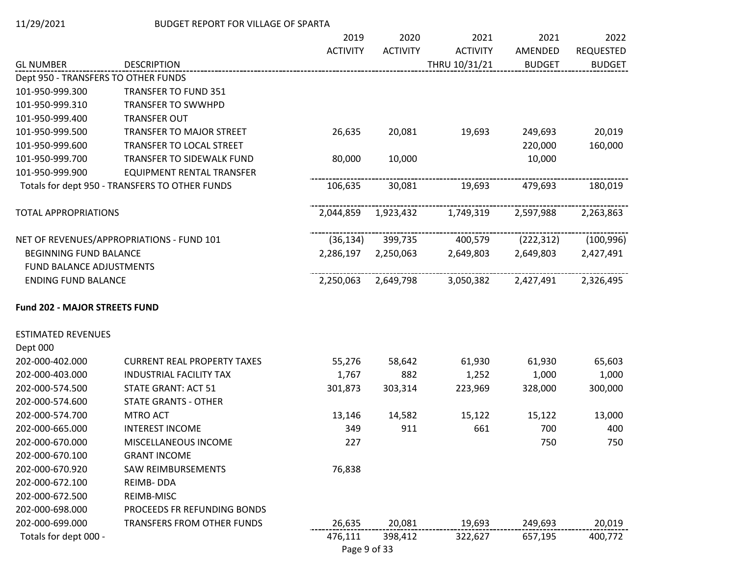BUDGET REPORT FOR VILLAGE OF SPARTA

| GL NUMBER | DESCRIPTION | 2019 ACTIVITY | 2020 ACTIVITY | 2021 ACTIVITY THRU 10/31/21 | 2021 AMENDED BUDGET | 2022 REQUESTED BUDGET |
|---|---|---|---|---|---|---|
| Dept 950 - TRANSFERS TO OTHER FUNDS | | | | | | |
| 101-950-999.300 | TRANSFER TO FUND 351 | | | | | |
| 101-950-999.310 | TRANSFER TO SWWHPD | | | | | |
| 101-950-999.400 | TRANSFER OUT | | | | | |
| 101-950-999.500 | TRANSFER TO MAJOR STREET | 26,635 | 20,081 | 19,693 | 249,693 | 20,019 |
| 101-950-999.600 | TRANSFER TO LOCAL STREET | | | | 220,000 | 160,000 |
| 101-950-999.700 | TRANSFER TO SIDEWALK FUND | 80,000 | 10,000 | | 10,000 | |
| 101-950-999.900 | EQUIPMENT RENTAL TRANSFER | | | | | |
| Totals for dept 950 - TRANSFERS TO OTHER FUNDS | | 106,635 | 30,081 | 19,693 | 479,693 | 180,019 |
| TOTAL APPROPRIATIONS | | 2,044,859 | 1,923,432 | 1,749,319 | 2,597,988 | 2,263,863 |
| NET OF REVENUES/APPROPRIATIONS - FUND 101 | | (36,134) | 399,735 | 400,579 | (222,312) | (100,996) |
| BEGINNING FUND BALANCE | | 2,286,197 | 2,250,063 | 2,649,803 | 2,649,803 | 2,427,491 |
| FUND BALANCE ADJUSTMENTS | | | | | | |
| ENDING FUND BALANCE | | 2,250,063 | 2,649,798 | 3,050,382 | 2,427,491 | 2,326,495 |

**Fund 202 - MAJOR STREETS FUND**

| GL NUMBER | DESCRIPTION | 2019 ACTIVITY | 2020 ACTIVITY | 2021 ACTIVITY THRU 10/31/21 | 2021 AMENDED BUDGET | 2022 REQUESTED BUDGET |
|---|---|---|---|---|---|---|
| ESTIMATED REVENUES | | | | | | |
| Dept 000 | | | | | | |
| 202-000-402.000 | CURRENT REAL PROPERTY TAXES | 55,276 | 58,642 | 61,930 | 61,930 | 65,603 |
| 202-000-403.000 | INDUSTRIAL FACILITY TAX | 1,767 | 882 | 1,252 | 1,000 | 1,000 |
| 202-000-574.500 | STATE GRANT: ACT 51 | 301,873 | 303,314 | 223,969 | 328,000 | 300,000 |
| 202-000-574.600 | STATE GRANTS - OTHER | | | | | |
| 202-000-574.700 | MTRO ACT | 13,146 | 14,582 | 15,122 | 15,122 | 13,000 |
| 202-000-665.000 | INTEREST INCOME | 349 | 911 | 661 | 700 | 400 |
| 202-000-670.000 | MISCELLANEOUS INCOME | 227 | | | 750 | 750 |
| 202-000-670.100 | GRANT INCOME | | | | | |
| 202-000-670.920 | SAW REIMBURSEMENTS | 76,838 | | | | |
| 202-000-672.100 | REIMB- DDA | | | | | |
| 202-000-672.500 | REIMB-MISC | | | | | |
| 202-000-698.000 | PROCEEDS FR REFUNDING BONDS | | | | | |
| 202-000-699.000 | TRANSFERS FROM OTHER FUNDS | 26,635 | 20,081 | 19,693 | 249,693 | 20,019 |
| Totals for dept 000 - | | 476,111 | 398,412 | 322,627 | 657,195 | 400,772 |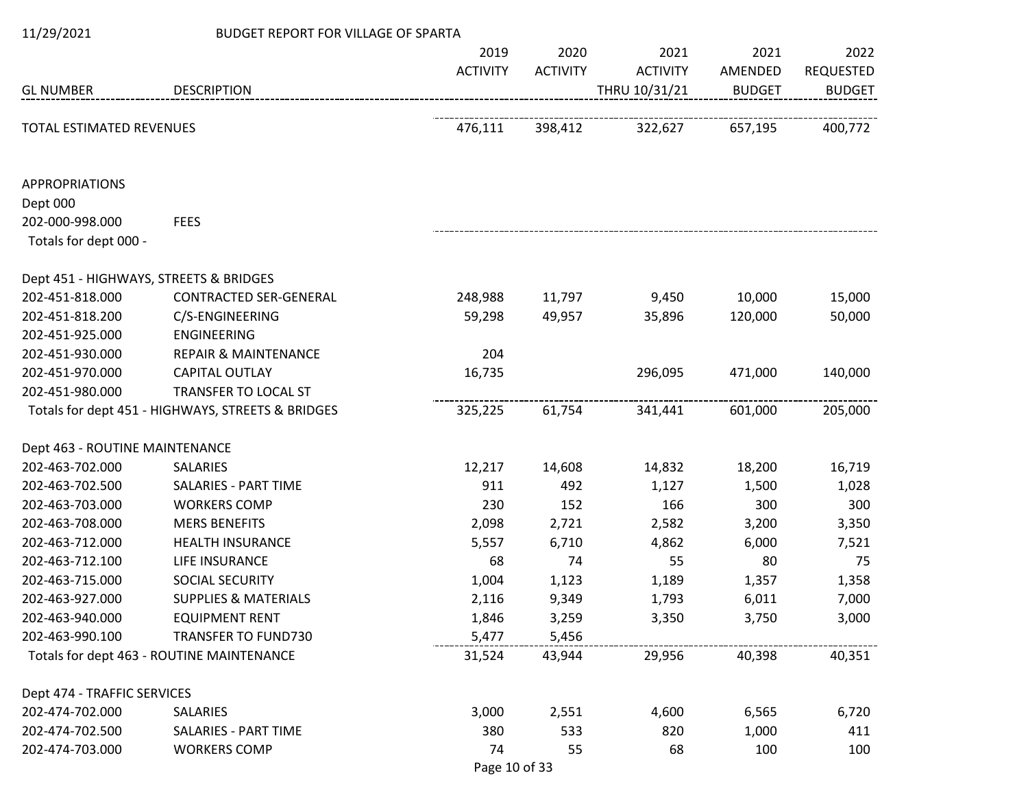11/29/2021 BUDGET REPORT FOR VILLAGE OF SPARTA

| GL NUMBER | DESCRIPTION | 2019 ACTIVITY | 2020 ACTIVITY | 2021 ACTIVITY THRU 10/31/21 | 2021 AMENDED BUDGET | 2022 REQUESTED BUDGET |
|---|---|---|---|---|---|---|
| TOTAL ESTIMATED REVENUES | | 476,111 | 398,412 | 322,627 | 657,195 | 400,772 |
| | | | | | | |
| APPROPRIATIONS | | | | | | |
| Dept 000 | | | | | | |
| 202-000-998.000 | FEES | | | | | |
| Totals for dept 000 - | | | | | | |
| | | | | | | |
| Dept 451 - HIGHWAYS, STREETS & BRIDGES | | | | | | |
| 202-451-818.000 | CONTRACTED SER-GENERAL | 248,988 | 11,797 | 9,450 | 10,000 | 15,000 |
| 202-451-818.200 | C/S-ENGINEERING | 59,298 | 49,957 | 35,896 | 120,000 | 50,000 |
| 202-451-925.000 | ENGINEERING | | | | | |
| 202-451-930.000 | REPAIR & MAINTENANCE | 204 | | | | |
| 202-451-970.000 | CAPITAL OUTLAY | 16,735 | | 296,095 | 471,000 | 140,000 |
| 202-451-980.000 | TRANSFER TO LOCAL ST | | | | | |
| Totals for dept 451 - HIGHWAYS, STREETS & BRIDGES | | 325,225 | 61,754 | 341,441 | 601,000 | 205,000 |
| | | | | | | |
| Dept 463 - ROUTINE MAINTENANCE | | | | | | |
| 202-463-702.000 | SALARIES | 12,217 | 14,608 | 14,832 | 18,200 | 16,719 |
| 202-463-702.500 | SALARIES - PART TIME | 911 | 492 | 1,127 | 1,500 | 1,028 |
| 202-463-703.000 | WORKERS COMP | 230 | 152 | 166 | 300 | 300 |
| 202-463-708.000 | MERS BENEFITS | 2,098 | 2,721 | 2,582 | 3,200 | 3,350 |
| 202-463-712.000 | HEALTH INSURANCE | 5,557 | 6,710 | 4,862 | 6,000 | 7,521 |
| 202-463-712.100 | LIFE INSURANCE | 68 | 74 | 55 | 80 | 75 |
| 202-463-715.000 | SOCIAL SECURITY | 1,004 | 1,123 | 1,189 | 1,357 | 1,358 |
| 202-463-927.000 | SUPPLIES & MATERIALS | 2,116 | 9,349 | 1,793 | 6,011 | 7,000 |
| 202-463-940.000 | EQUIPMENT RENT | 1,846 | 3,259 | 3,350 | 3,750 | 3,000 |
| 202-463-990.100 | TRANSFER TO FUND730 | 5,477 | 5,456 | | | |
| Totals for dept 463 - ROUTINE MAINTENANCE | | 31,524 | 43,944 | 29,956 | 40,398 | 40,351 |
| | | | | | | |
| Dept 474 - TRAFFIC SERVICES | | | | | | |
| 202-474-702.000 | SALARIES | 3,000 | 2,551 | 4,600 | 6,565 | 6,720 |
| 202-474-702.500 | SALARIES - PART TIME | 380 | 533 | 820 | 1,000 | 411 |
| 202-474-703.000 | WORKERS COMP | 74 | 55 | 68 | 100 | 100 |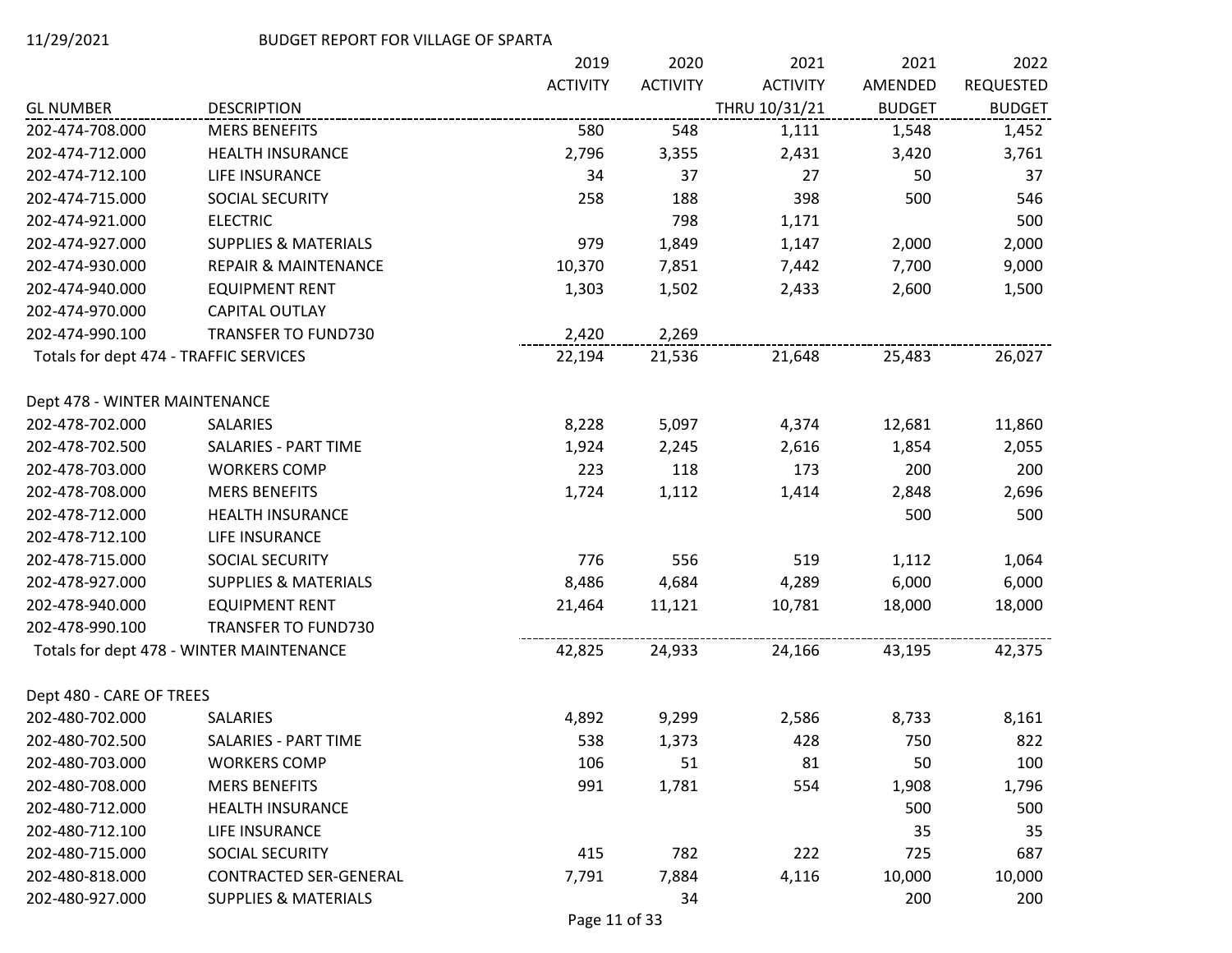BUDGET REPORT FOR VILLAGE OF SPARTA

| GL NUMBER | DESCRIPTION | 2019 ACTIVITY | 2020 ACTIVITY | 2021 ACTIVITY THRU 10/31/21 | 2021 AMENDED BUDGET | 2022 REQUESTED BUDGET |
|---|---|---|---|---|---|---|
| 202-474-708.000 | MERS BENEFITS | 580 | 548 | 1,111 | 1,548 | 1,452 |
| 202-474-712.000 | HEALTH INSURANCE | 2,796 | 3,355 | 2,431 | 3,420 | 3,761 |
| 202-474-712.100 | LIFE INSURANCE | 34 | 37 | 27 | 50 | 37 |
| 202-474-715.000 | SOCIAL SECURITY | 258 | 188 | 398 | 500 | 546 |
| 202-474-921.000 | ELECTRIC | | 798 | 1,171 | | 500 |
| 202-474-927.000 | SUPPLIES & MATERIALS | 979 | 1,849 | 1,147 | 2,000 | 2,000 |
| 202-474-930.000 | REPAIR & MAINTENANCE | 10,370 | 7,851 | 7,442 | 7,700 | 9,000 |
| 202-474-940.000 | EQUIPMENT RENT | 1,303 | 1,502 | 2,433 | 2,600 | 1,500 |
| 202-474-970.000 | CAPITAL OUTLAY | | | | | |
| 202-474-990.100 | TRANSFER TO FUND730 | 2,420 | 2,269 | | | |
| Totals for dept 474 - TRAFFIC SERVICES | | 22,194 | 21,536 | 21,648 | 25,483 | 26,027 |
| | | | | | | |
| Dept 478 - WINTER MAINTENANCE | | | | | | |
| 202-478-702.000 | SALARIES | 8,228 | 5,097 | 4,374 | 12,681 | 11,860 |
| 202-478-702.500 | SALARIES - PART TIME | 1,924 | 2,245 | 2,616 | 1,854 | 2,055 |
| 202-478-703.000 | WORKERS COMP | 223 | 118 | 173 | 200 | 200 |
| 202-478-708.000 | MERS BENEFITS | 1,724 | 1,112 | 1,414 | 2,848 | 2,696 |
| 202-478-712.000 | HEALTH INSURANCE | | | | 500 | 500 |
| 202-478-712.100 | LIFE INSURANCE | | | | | |
| 202-478-715.000 | SOCIAL SECURITY | 776 | 556 | 519 | 1,112 | 1,064 |
| 202-478-927.000 | SUPPLIES & MATERIALS | 8,486 | 4,684 | 4,289 | 6,000 | 6,000 |
| 202-478-940.000 | EQUIPMENT RENT | 21,464 | 11,121 | 10,781 | 18,000 | 18,000 |
| 202-478-990.100 | TRANSFER TO FUND730 | | | | | |
| Totals for dept 478 - WINTER MAINTENANCE | | 42,825 | 24,933 | 24,166 | 43,195 | 42,375 |
| | | | | | | |
| Dept 480 - CARE OF TREES | | | | | | |
| 202-480-702.000 | SALARIES | 4,892 | 9,299 | 2,586 | 8,733 | 8,161 |
| 202-480-702.500 | SALARIES - PART TIME | 538 | 1,373 | 428 | 750 | 822 |
| 202-480-703.000 | WORKERS COMP | 106 | 51 | 81 | 50 | 100 |
| 202-480-708.000 | MERS BENEFITS | 991 | 1,781 | 554 | 1,908 | 1,796 |
| 202-480-712.000 | HEALTH INSURANCE | | | | 500 | 500 |
| 202-480-712.100 | LIFE INSURANCE | | | | 35 | 35 |
| 202-480-715.000 | SOCIAL SECURITY | 415 | 782 | 222 | 725 | 687 |
| 202-480-818.000 | CONTRACTED SER-GENERAL | 7,791 | 7,884 | 4,116 | 10,000 | 10,000 |
| 202-480-927.000 | SUPPLIES & MATERIALS | | 34 | | 200 | 200 |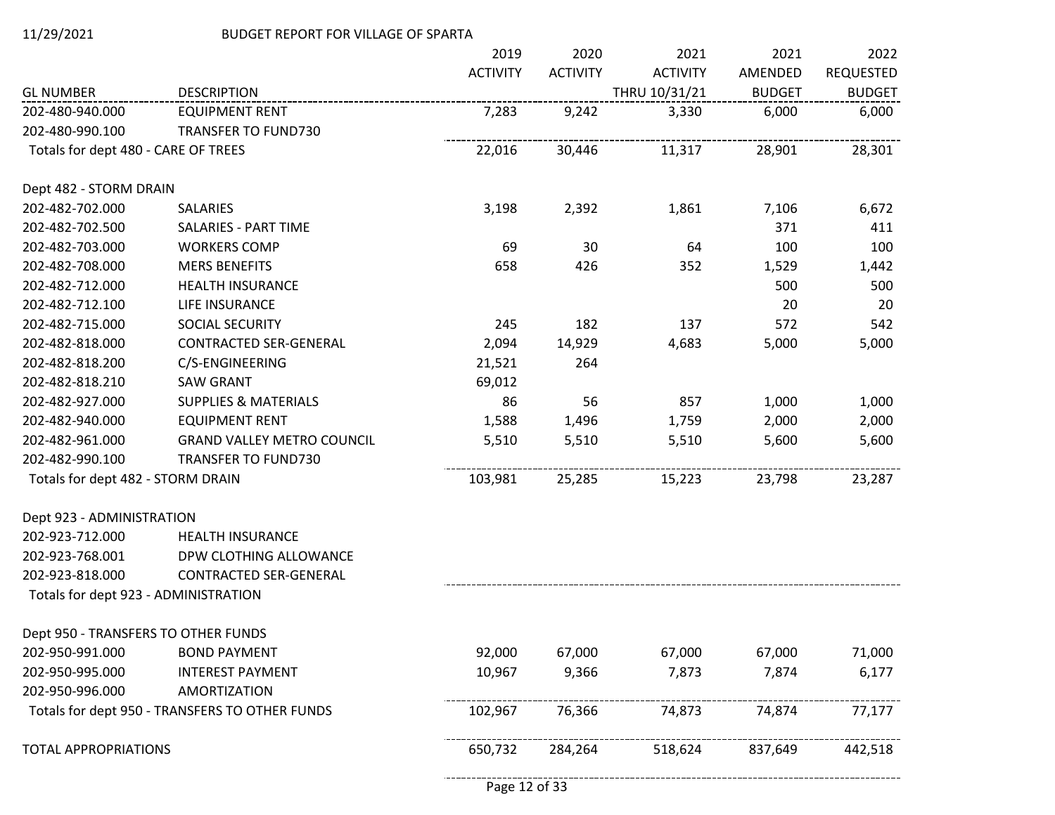11/29/2021 BUDGET REPORT FOR VILLAGE OF SPARTA

| GL NUMBER | DESCRIPTION | 2019 ACTIVITY | 2020 ACTIVITY | 2021 ACTIVITY THRU 10/31/21 | 2021 AMENDED BUDGET | 2022 REQUESTED BUDGET |
|---|---|---|---|---|---|---|
| 202-480-940.000 | EQUIPMENT RENT | 7,283 | 9,242 | 3,330 | 6,000 | 6,000 |
| 202-480-990.100 | TRANSFER TO FUND730 | | | | | |
| Totals for dept 480 - CARE OF TREES | | 22,016 | 30,446 | 11,317 | 28,901 | 28,301 |
| | | | | | | |
| Dept 482 - STORM DRAIN | | | | | | |
| 202-482-702.000 | SALARIES | 3,198 | 2,392 | 1,861 | 7,106 | 6,672 |
| 202-482-702.500 | SALARIES - PART TIME | | | | 371 | 411 |
| 202-482-703.000 | WORKERS COMP | 69 | 30 | 64 | 100 | 100 |
| 202-482-708.000 | MERS BENEFITS | 658 | 426 | 352 | 1,529 | 1,442 |
| 202-482-712.000 | HEALTH INSURANCE | | | | 500 | 500 |
| 202-482-712.100 | LIFE INSURANCE | | | | 20 | 20 |
| 202-482-715.000 | SOCIAL SECURITY | 245 | 182 | 137 | 572 | 542 |
| 202-482-818.000 | CONTRACTED SER-GENERAL | 2,094 | 14,929 | 4,683 | 5,000 | 5,000 |
| 202-482-818.200 | C/S-ENGINEERING | 21,521 | 264 | | | |
| 202-482-818.210 | SAW GRANT | 69,012 | | | | |
| 202-482-927.000 | SUPPLIES & MATERIALS | 86 | 56 | 857 | 1,000 | 1,000 |
| 202-482-940.000 | EQUIPMENT RENT | 1,588 | 1,496 | 1,759 | 2,000 | 2,000 |
| 202-482-961.000 | GRAND VALLEY METRO COUNCIL | 5,510 | 5,510 | 5,510 | 5,600 | 5,600 |
| 202-482-990.100 | TRANSFER TO FUND730 | | | | | |
| Totals for dept 482 - STORM DRAIN | | 103,981 | 25,285 | 15,223 | 23,798 | 23,287 |
| | | | | | | |
| Dept 923 - ADMINISTRATION | | | | | | |
| 202-923-712.000 | HEALTH INSURANCE | | | | | |
| 202-923-768.001 | DPW CLOTHING ALLOWANCE | | | | | |
| 202-923-818.000 | CONTRACTED SER-GENERAL | | | | | |
| Totals for dept 923 - ADMINISTRATION | | | | | | |
| | | | | | | |
| Dept 950 - TRANSFERS TO OTHER FUNDS | | | | | | |
| 202-950-991.000 | BOND PAYMENT | 92,000 | 67,000 | 67,000 | 67,000 | 71,000 |
| 202-950-995.000 | INTEREST PAYMENT | 10,967 | 9,366 | 7,873 | 7,874 | 6,177 |
| 202-950-996.000 | AMORTIZATION | | | | | |
| Totals for dept 950 - TRANSFERS TO OTHER FUNDS | | 102,967 | 76,366 | 74,873 | 74,874 | 77,177 |
| | | | | | | |
| TOTAL APPROPRIATIONS | | 650,732 | 284,264 | 518,624 | 837,649 | 442,518 |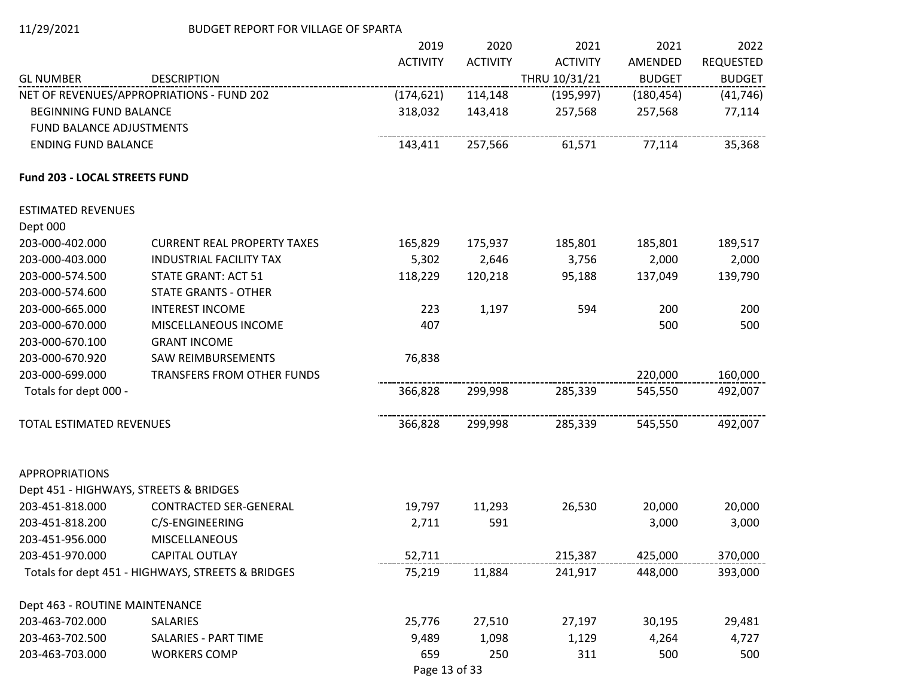11/29/2021 BUDGET REPORT FOR VILLAGE OF SPARTA

| GL NUMBER | DESCRIPTION | 2019 ACTIVITY | 2020 ACTIVITY | 2021 ACTIVITY THRU 10/31/21 | 2021 AMENDED BUDGET | 2022 REQUESTED BUDGET |
|---|---|---|---|---|---|---|
| NET OF REVENUES/APPROPRIATIONS - FUND 202 | | (174,621) | 114,148 | (195,997) | (180,454) | (41,746) |
| BEGINNING FUND BALANCE | | 318,032 | 143,418 | 257,568 | 257,568 | 77,114 |
| FUND BALANCE ADJUSTMENTS | | | | | | |
| ENDING FUND BALANCE | | 143,411 | 257,566 | 61,571 | 77,114 | 35,368 |

**Fund 203 - LOCAL STREETS FUND**

| GL NUMBER | DESCRIPTION | 2019 ACTIVITY | 2020 ACTIVITY | 2021 ACTIVITY THRU 10/31/21 | 2021 AMENDED BUDGET | 2022 REQUESTED BUDGET |
|---|---|---|---|---|---|---|
| ESTIMATED REVENUES | | | | | | |
| Dept 000 | | | | | | |
| 203-000-402.000 | CURRENT REAL PROPERTY TAXES | 165,829 | 175,937 | 185,801 | 185,801 | 189,517 |
| 203-000-403.000 | INDUSTRIAL FACILITY TAX | 5,302 | 2,646 | 3,756 | 2,000 | 2,000 |
| 203-000-574.500 | STATE GRANT: ACT 51 | 118,229 | 120,218 | 95,188 | 137,049 | 139,790 |
| 203-000-574.600 | STATE GRANTS - OTHER | | | | | |
| 203-000-665.000 | INTEREST INCOME | 223 | 1,197 | 594 | 200 | 200 |
| 203-000-670.000 | MISCELLANEOUS INCOME | 407 | | | 500 | 500 |
| 203-000-670.100 | GRANT INCOME | | | | | |
| 203-000-670.920 | SAW REIMBURSEMENTS | 76,838 | | | | |
| 203-000-699.000 | TRANSFERS FROM OTHER FUNDS | | | | 220,000 | 160,000 |
| Totals for dept 000 - | | 366,828 | 299,998 | 285,339 | 545,550 | 492,007 |
| TOTAL ESTIMATED REVENUES | | 366,828 | 299,998 | 285,339 | 545,550 | 492,007 |
| APPROPRIATIONS | | | | | | |
| Dept 451 - HIGHWAYS, STREETS & BRIDGES | | | | | | |
| 203-451-818.000 | CONTRACTED SER-GENERAL | 19,797 | 11,293 | 26,530 | 20,000 | 20,000 |
| 203-451-818.200 | C/S-ENGINEERING | 2,711 | 591 | | 3,000 | 3,000 |
| 203-451-956.000 | MISCELLANEOUS | | | | | |
| 203-451-970.000 | CAPITAL OUTLAY | 52,711 | | 215,387 | 425,000 | 370,000 |
| Totals for dept 451 - HIGHWAYS, STREETS & BRIDGES | | 75,219 | 11,884 | 241,917 | 448,000 | 393,000 |
| Dept 463 - ROUTINE MAINTENANCE | | | | | | |
| 203-463-702.000 | SALARIES | 25,776 | 27,510 | 27,197 | 30,195 | 29,481 |
| 203-463-702.500 | SALARIES - PART TIME | 9,489 | 1,098 | 1,129 | 4,264 | 4,727 |
| 203-463-703.000 | WORKERS COMP | 659 | 250 | 311 | 500 | 500 |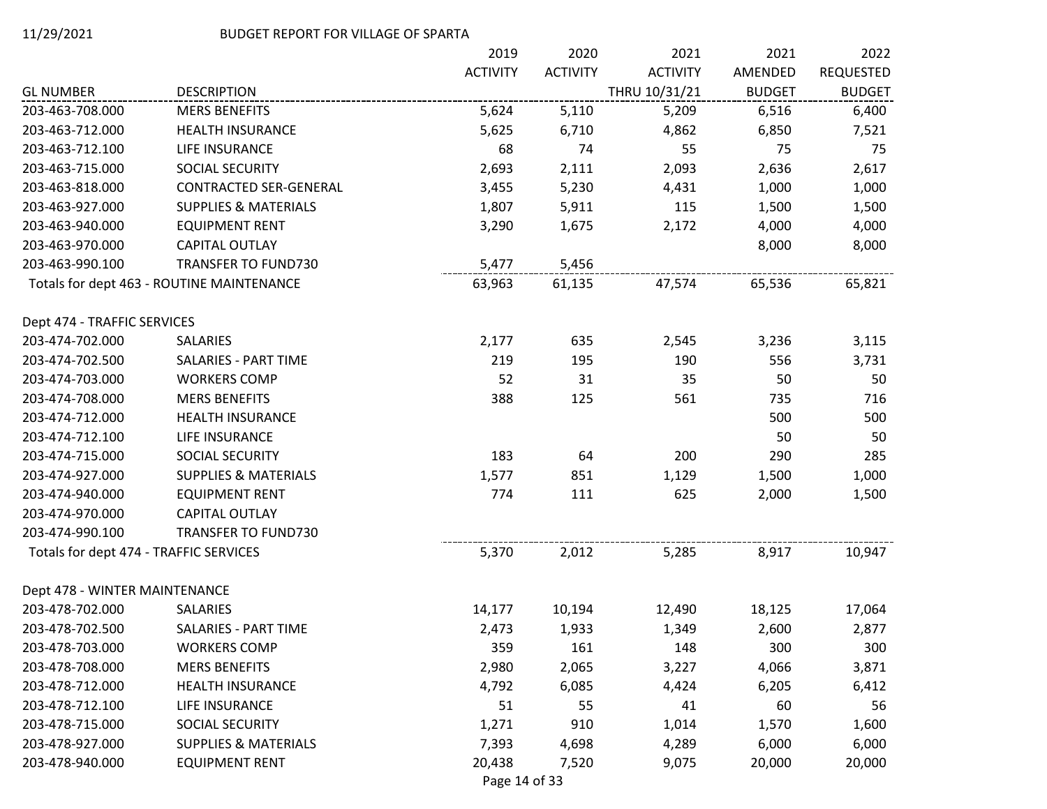11/29/2021 BUDGET REPORT FOR VILLAGE OF SPARTA

| GL NUMBER | DESCRIPTION | 2019 ACTIVITY | 2020 ACTIVITY | 2021 ACTIVITY THRU 10/31/21 | 2021 AMENDED BUDGET | 2022 REQUESTED BUDGET |
|---|---|---|---|---|---|---|
| 203-463-708.000 | MERS BENEFITS | 5,624 | 5,110 | 5,209 | 6,516 | 6,400 |
| 203-463-712.000 | HEALTH INSURANCE | 5,625 | 6,710 | 4,862 | 6,850 | 7,521 |
| 203-463-712.100 | LIFE INSURANCE | 68 | 74 | 55 | 75 | 75 |
| 203-463-715.000 | SOCIAL SECURITY | 2,693 | 2,111 | 2,093 | 2,636 | 2,617 |
| 203-463-818.000 | CONTRACTED SER-GENERAL | 3,455 | 5,230 | 4,431 | 1,000 | 1,000 |
| 203-463-927.000 | SUPPLIES & MATERIALS | 1,807 | 5,911 | 115 | 1,500 | 1,500 |
| 203-463-940.000 | EQUIPMENT RENT | 3,290 | 1,675 | 2,172 | 4,000 | 4,000 |
| 203-463-970.000 | CAPITAL OUTLAY | | | | 8,000 | 8,000 |
| 203-463-990.100 | TRANSFER TO FUND730 | 5,477 | 5,456 | | | |
| Totals for dept 463 - ROUTINE MAINTENANCE | | 63,963 | 61,135 | 47,574 | 65,536 | 65,821 |
| | | | | | | |
| Dept 474 - TRAFFIC SERVICES | | | | | | |
| 203-474-702.000 | SALARIES | 2,177 | 635 | 2,545 | 3,236 | 3,115 |
| 203-474-702.500 | SALARIES - PART TIME | 219 | 195 | 190 | 556 | 3,731 |
| 203-474-703.000 | WORKERS COMP | 52 | 31 | 35 | 50 | 50 |
| 203-474-708.000 | MERS BENEFITS | 388 | 125 | 561 | 735 | 716 |
| 203-474-712.000 | HEALTH INSURANCE | | | | 500 | 500 |
| 203-474-712.100 | LIFE INSURANCE | | | | 50 | 50 |
| 203-474-715.000 | SOCIAL SECURITY | 183 | 64 | 200 | 290 | 285 |
| 203-474-927.000 | SUPPLIES & MATERIALS | 1,577 | 851 | 1,129 | 1,500 | 1,000 |
| 203-474-940.000 | EQUIPMENT RENT | 774 | 111 | 625 | 2,000 | 1,500 |
| 203-474-970.000 | CAPITAL OUTLAY | | | | | |
| 203-474-990.100 | TRANSFER TO FUND730 | | | | | |
| Totals for dept 474 - TRAFFIC SERVICES | | 5,370 | 2,012 | 5,285 | 8,917 | 10,947 |
| | | | | | | |
| Dept 478 - WINTER MAINTENANCE | | | | | | |
| 203-478-702.000 | SALARIES | 14,177 | 10,194 | 12,490 | 18,125 | 17,064 |
| 203-478-702.500 | SALARIES - PART TIME | 2,473 | 1,933 | 1,349 | 2,600 | 2,877 |
| 203-478-703.000 | WORKERS COMP | 359 | 161 | 148 | 300 | 300 |
| 203-478-708.000 | MERS BENEFITS | 2,980 | 2,065 | 3,227 | 4,066 | 3,871 |
| 203-478-712.000 | HEALTH INSURANCE | 4,792 | 6,085 | 4,424 | 6,205 | 6,412 |
| 203-478-712.100 | LIFE INSURANCE | 51 | 55 | 41 | 60 | 56 |
| 203-478-715.000 | SOCIAL SECURITY | 1,271 | 910 | 1,014 | 1,570 | 1,600 |
| 203-478-927.000 | SUPPLIES & MATERIALS | 7,393 | 4,698 | 4,289 | 6,000 | 6,000 |
| 203-478-940.000 | EQUIPMENT RENT | 20,438 | 7,520 | 9,075 | 20,000 | 20,000 |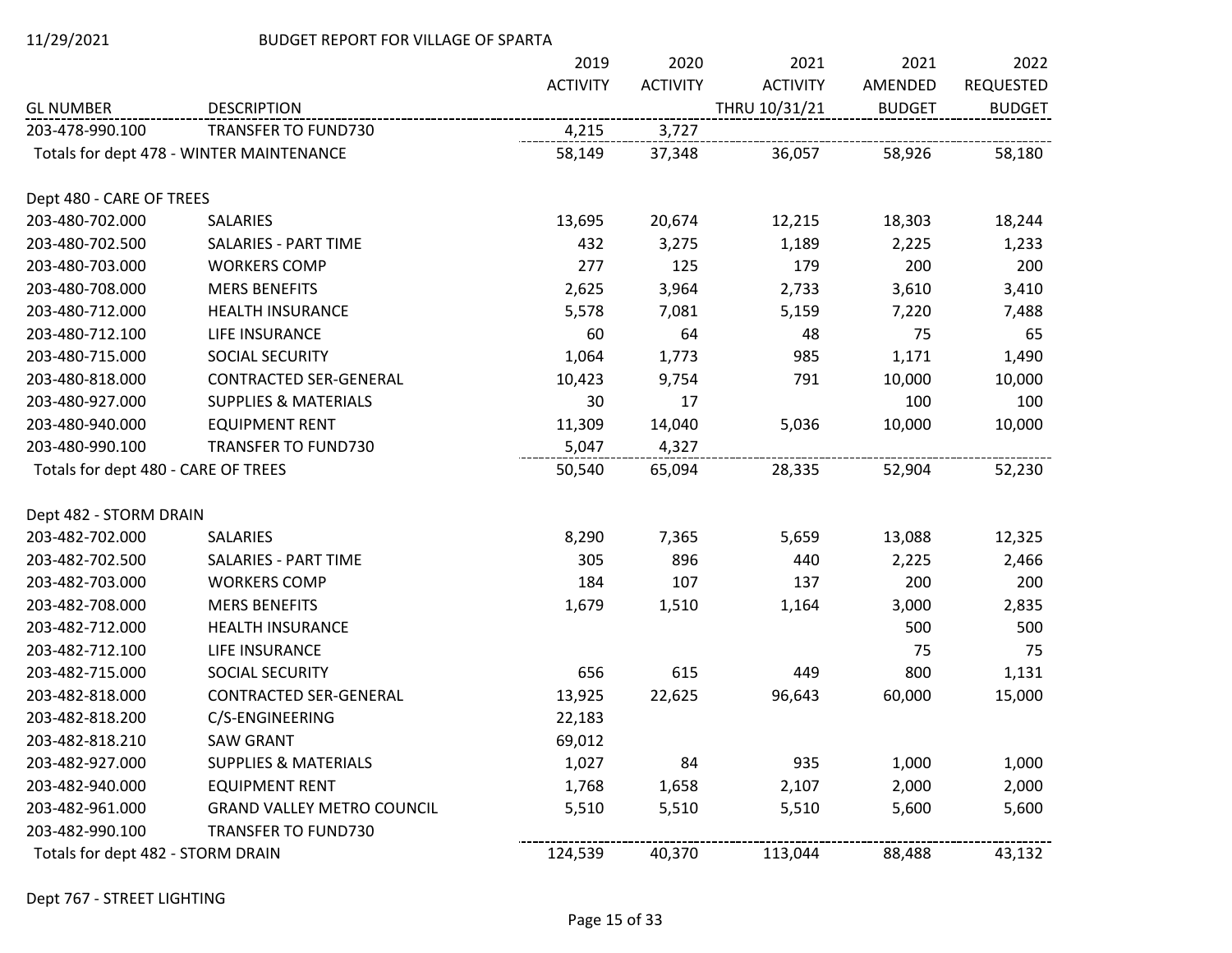11/29/2021 BUDGET REPORT FOR VILLAGE OF SPARTA

| GL NUMBER | DESCRIPTION | 2019 ACTIVITY | 2020 ACTIVITY | 2021 ACTIVITY THRU 10/31/21 | 2021 AMENDED BUDGET | 2022 REQUESTED BUDGET |
|---|---|---|---|---|---|---|
| 203-478-990.100 | TRANSFER TO FUND730 | 4,215 | 3,727 | | | |
| Totals for dept 478 - WINTER MAINTENANCE | | 58,149 | 37,348 | 36,057 | 58,926 | 58,180 |
| | | | | | | |
| Dept 480 - CARE OF TREES | | | | | | |
| 203-480-702.000 | SALARIES | 13,695 | 20,674 | 12,215 | 18,303 | 18,244 |
| 203-480-702.500 | SALARIES - PART TIME | 432 | 3,275 | 1,189 | 2,225 | 1,233 |
| 203-480-703.000 | WORKERS COMP | 277 | 125 | 179 | 200 | 200 |
| 203-480-708.000 | MERS BENEFITS | 2,625 | 3,964 | 2,733 | 3,610 | 3,410 |
| 203-480-712.000 | HEALTH INSURANCE | 5,578 | 7,081 | 5,159 | 7,220 | 7,488 |
| 203-480-712.100 | LIFE INSURANCE | 60 | 64 | 48 | 75 | 65 |
| 203-480-715.000 | SOCIAL SECURITY | 1,064 | 1,773 | 985 | 1,171 | 1,490 |
| 203-480-818.000 | CONTRACTED SER-GENERAL | 10,423 | 9,754 | 791 | 10,000 | 10,000 |
| 203-480-927.000 | SUPPLIES & MATERIALS | 30 | 17 | | 100 | 100 |
| 203-480-940.000 | EQUIPMENT RENT | 11,309 | 14,040 | 5,036 | 10,000 | 10,000 |
| 203-480-990.100 | TRANSFER TO FUND730 | 5,047 | 4,327 | | | |
| Totals for dept 480 - CARE OF TREES | | 50,540 | 65,094 | 28,335 | 52,904 | 52,230 |
| | | | | | | |
| Dept 482 - STORM DRAIN | | | | | | |
| 203-482-702.000 | SALARIES | 8,290 | 7,365 | 5,659 | 13,088 | 12,325 |
| 203-482-702.500 | SALARIES - PART TIME | 305 | 896 | 440 | 2,225 | 2,466 |
| 203-482-703.000 | WORKERS COMP | 184 | 107 | 137 | 200 | 200 |
| 203-482-708.000 | MERS BENEFITS | 1,679 | 1,510 | 1,164 | 3,000 | 2,835 |
| 203-482-712.000 | HEALTH INSURANCE | | | | 500 | 500 |
| 203-482-712.100 | LIFE INSURANCE | | | | 75 | 75 |
| 203-482-715.000 | SOCIAL SECURITY | 656 | 615 | 449 | 800 | 1,131 |
| 203-482-818.000 | CONTRACTED SER-GENERAL | 13,925 | 22,625 | 96,643 | 60,000 | 15,000 |
| 203-482-818.200 | C/S-ENGINEERING | 22,183 | | | | |
| 203-482-818.210 | SAW GRANT | 69,012 | | | | |
| 203-482-927.000 | SUPPLIES & MATERIALS | 1,027 | 84 | 935 | 1,000 | 1,000 |
| 203-482-940.000 | EQUIPMENT RENT | 1,768 | 1,658 | 2,107 | 2,000 | 2,000 |
| 203-482-961.000 | GRAND VALLEY METRO COUNCIL | 5,510 | 5,510 | 5,510 | 5,600 | 5,600 |
| 203-482-990.100 | TRANSFER TO FUND730 | | | | | |
| Totals for dept 482 - STORM DRAIN | | 124,539 | 40,370 | 113,044 | 88,488 | 43,132 |

Dept 767 - STREET LIGHTING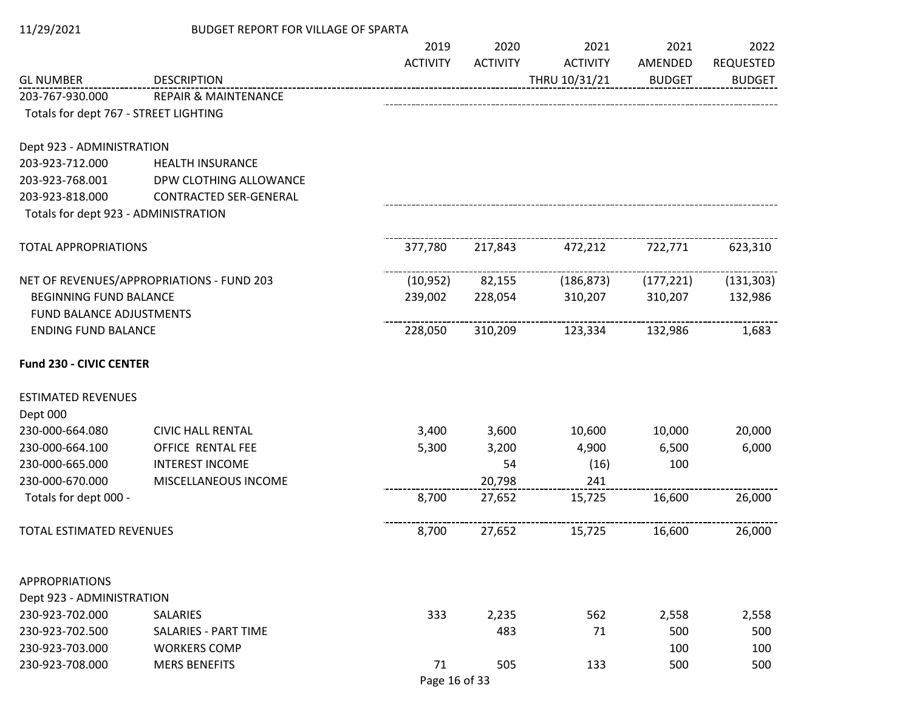11/29/2021 BUDGET REPORT FOR VILLAGE OF SPARTA

| GL NUMBER | DESCRIPTION | 2019 ACTIVITY | 2020 ACTIVITY | 2021 ACTIVITY THRU 10/31/21 | 2021 AMENDED BUDGET | 2022 REQUESTED BUDGET |
|---|---|---|---|---|---|---|
| 203-767-930.000 | REPAIR & MAINTENANCE | | | | | |
| Totals for dept 767 - STREET LIGHTING | | | | | | |
| | | | | | | |
| Dept 923 - ADMINISTRATION | | | | | | |
| 203-923-712.000 | HEALTH INSURANCE | | | | | |
| 203-923-768.001 | DPW CLOTHING ALLOWANCE | | | | | |
| 203-923-818.000 | CONTRACTED SER-GENERAL | | | | | |
| Totals for dept 923 - ADMINISTRATION | | | | | | |
| | | | | | | |
| TOTAL APPROPRIATIONS | | 377,780 | 217,843 | 472,212 | 722,771 | 623,310 |
| | | | | | | |
| NET OF REVENUES/APPROPRIATIONS - FUND 203 | | (10,952) | 82,155 | (186,873) | (177,221) | (131,303) |
| BEGINNING FUND BALANCE | | 239,002 | 228,054 | 310,207 | 310,207 | 132,986 |
| FUND BALANCE ADJUSTMENTS | | | | | | |
| ENDING FUND BALANCE | | 228,050 | 310,209 | 123,334 | 132,986 | 1,683 |

**Fund 230 - CIVIC CENTER**

| GL NUMBER | DESCRIPTION | 2019 ACTIVITY | 2020 ACTIVITY | 2021 ACTIVITY THRU 10/31/21 | 2021 AMENDED BUDGET | 2022 REQUESTED BUDGET |
|---|---|---|---|---|---|---|
| ESTIMATED REVENUES | | | | | | |
| Dept 000 | | | | | | |
| 230-000-664.080 | CIVIC HALL RENTAL | 3,400 | 3,600 | 10,600 | 10,000 | 20,000 |
| 230-000-664.100 | OFFICE RENTAL FEE | 5,300 | 3,200 | 4,900 | 6,500 | 6,000 |
| 230-000-665.000 | INTEREST INCOME | | 54 | (16) | 100 | |
| 230-000-670.000 | MISCELLANEOUS INCOME | | 20,798 | 241 | | |
| Totals for dept 000 - | | 8,700 | 27,652 | 15,725 | 16,600 | 26,000 |
| | | | | | | |
| TOTAL ESTIMATED REVENUES | | 8,700 | 27,652 | 15,725 | 16,600 | 26,000 |
| | | | | | | |
| APPROPRIATIONS | | | | | | |
| Dept 923 - ADMINISTRATION | | | | | | |
| 230-923-702.000 | SALARIES | 333 | 2,235 | 562 | 2,558 | 2,558 |
| 230-923-702.500 | SALARIES - PART TIME | | 483 | 71 | 500 | 500 |
| 230-923-703.000 | WORKERS COMP | | | | 100 | 100 |
| 230-923-708.000 | MERS BENEFITS | 71 | 505 | 133 | 500 | 500 |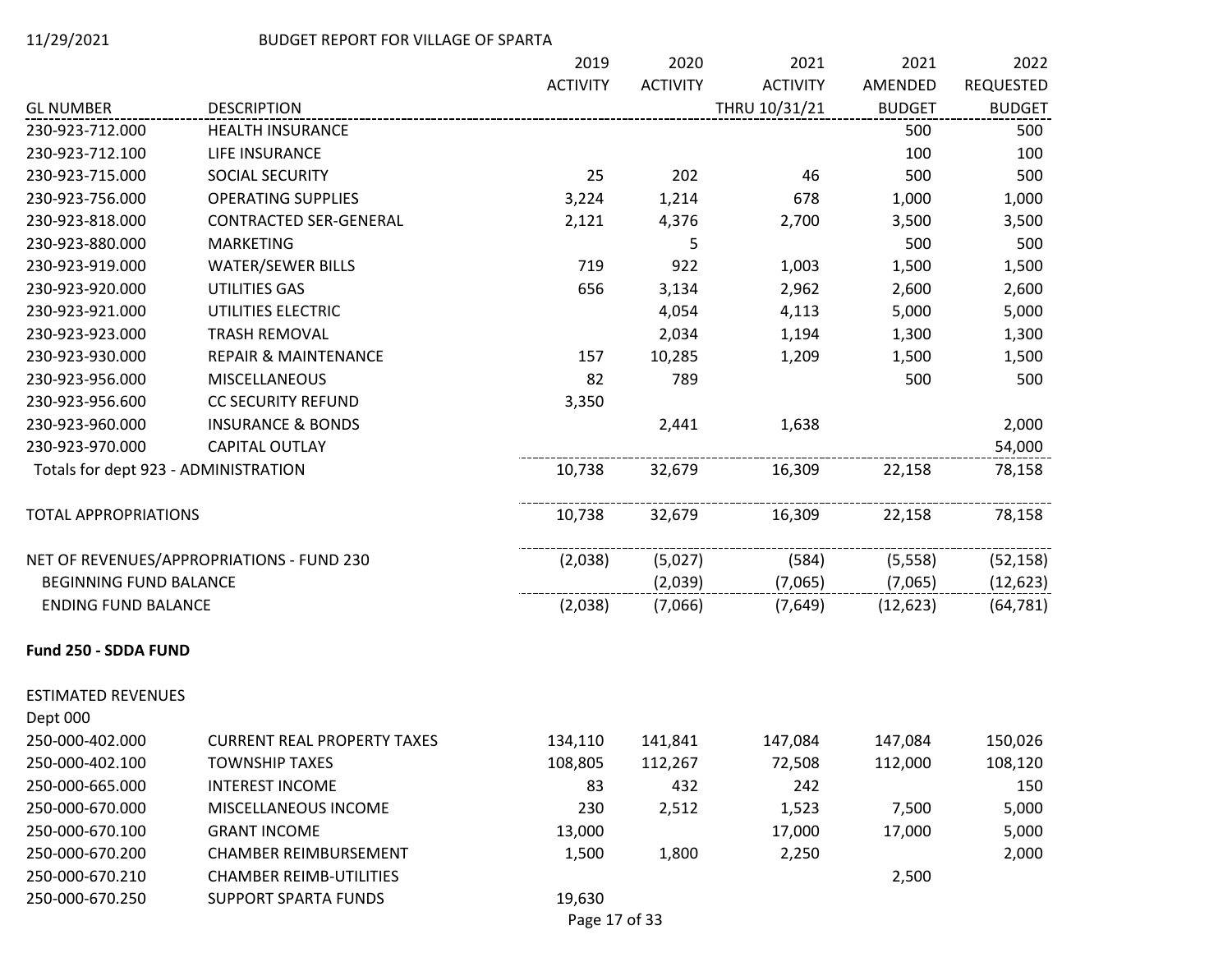| GL NUMBER | DESCRIPTION | 2019 ACTIVITY | 2020 ACTIVITY | 2021 ACTIVITY THRU 10/31/21 | 2021 AMENDED BUDGET | 2022 REQUESTED BUDGET |
|---|---|---|---|---|---|---|
| 230-923-712.000 | HEALTH INSURANCE | | | | 500 | 500 |
| 230-923-712.100 | LIFE INSURANCE | | | | 100 | 100 |
| 230-923-715.000 | SOCIAL SECURITY | 25 | 202 | 46 | 500 | 500 |
| 230-923-756.000 | OPERATING SUPPLIES | 3,224 | 1,214 | 678 | 1,000 | 1,000 |
| 230-923-818.000 | CONTRACTED SER-GENERAL | 2,121 | 4,376 | 2,700 | 3,500 | 3,500 |
| 230-923-880.000 | MARKETING | | 5 | | 500 | 500 |
| 230-923-919.000 | WATER/SEWER BILLS | 719 | 922 | 1,003 | 1,500 | 1,500 |
| 230-923-920.000 | UTILITIES GAS | 656 | 3,134 | 2,962 | 2,600 | 2,600 |
| 230-923-921.000 | UTILITIES ELECTRIC | | 4,054 | 4,113 | 5,000 | 5,000 |
| 230-923-923.000 | TRASH REMOVAL | | 2,034 | 1,194 | 1,300 | 1,300 |
| 230-923-930.000 | REPAIR & MAINTENANCE | 157 | 10,285 | 1,209 | 1,500 | 1,500 |
| 230-923-956.000 | MISCELLANEOUS | 82 | 789 | | 500 | 500 |
| 230-923-956.600 | CC SECURITY REFUND | 3,350 | | | | |
| 230-923-960.000 | INSURANCE & BONDS | | 2,441 | 1,638 | | 2,000 |
| 230-923-970.000 | CAPITAL OUTLAY | | | | | 54,000 |
| Totals for dept 923 - ADMINISTRATION | | 10,738 | 32,679 | 16,309 | 22,158 | 78,158 |
| TOTAL APPROPRIATIONS | | 10,738 | 32,679 | 16,309 | 22,158 | 78,158 |
| NET OF REVENUES/APPROPRIATIONS - FUND 230 | | (2,038) | (5,027) | (584) | (5,558) | (52,158) |
| BEGINNING FUND BALANCE | | | (2,039) | (7,065) | (7,065) | (12,623) |
| ENDING FUND BALANCE | | (2,038) | (7,066) | (7,649) | (12,623) | (64,781) |

**Fund 250 - SDDA FUND**

ESTIMATED REVENUES

Dept 000

| GL NUMBER | DESCRIPTION | 2019 ACTIVITY | 2020 ACTIVITY | 2021 ACTIVITY THRU 10/31/21 | 2021 AMENDED BUDGET | 2022 REQUESTED BUDGET |
|---|---|---|---|---|---|---|
| 250-000-402.000 | CURRENT REAL PROPERTY TAXES | 134,110 | 141,841 | 147,084 | 147,084 | 150,026 |
| 250-000-402.100 | TOWNSHIP TAXES | 108,805 | 112,267 | 72,508 | 112,000 | 108,120 |
| 250-000-665.000 | INTEREST INCOME | 83 | 432 | 242 | | 150 |
| 250-000-670.000 | MISCELLANEOUS INCOME | 230 | 2,512 | 1,523 | 7,500 | 5,000 |
| 250-000-670.100 | GRANT INCOME | 13,000 | | 17,000 | 17,000 | 5,000 |
| 250-000-670.200 | CHAMBER REIMBURSEMENT | 1,500 | 1,800 | 2,250 | | 2,000 |
| 250-000-670.210 | CHAMBER REIMB-UTILITIES | | | | 2,500 | |
| 250-000-670.250 | SUPPORT SPARTA FUNDS | 19,630 | | | | |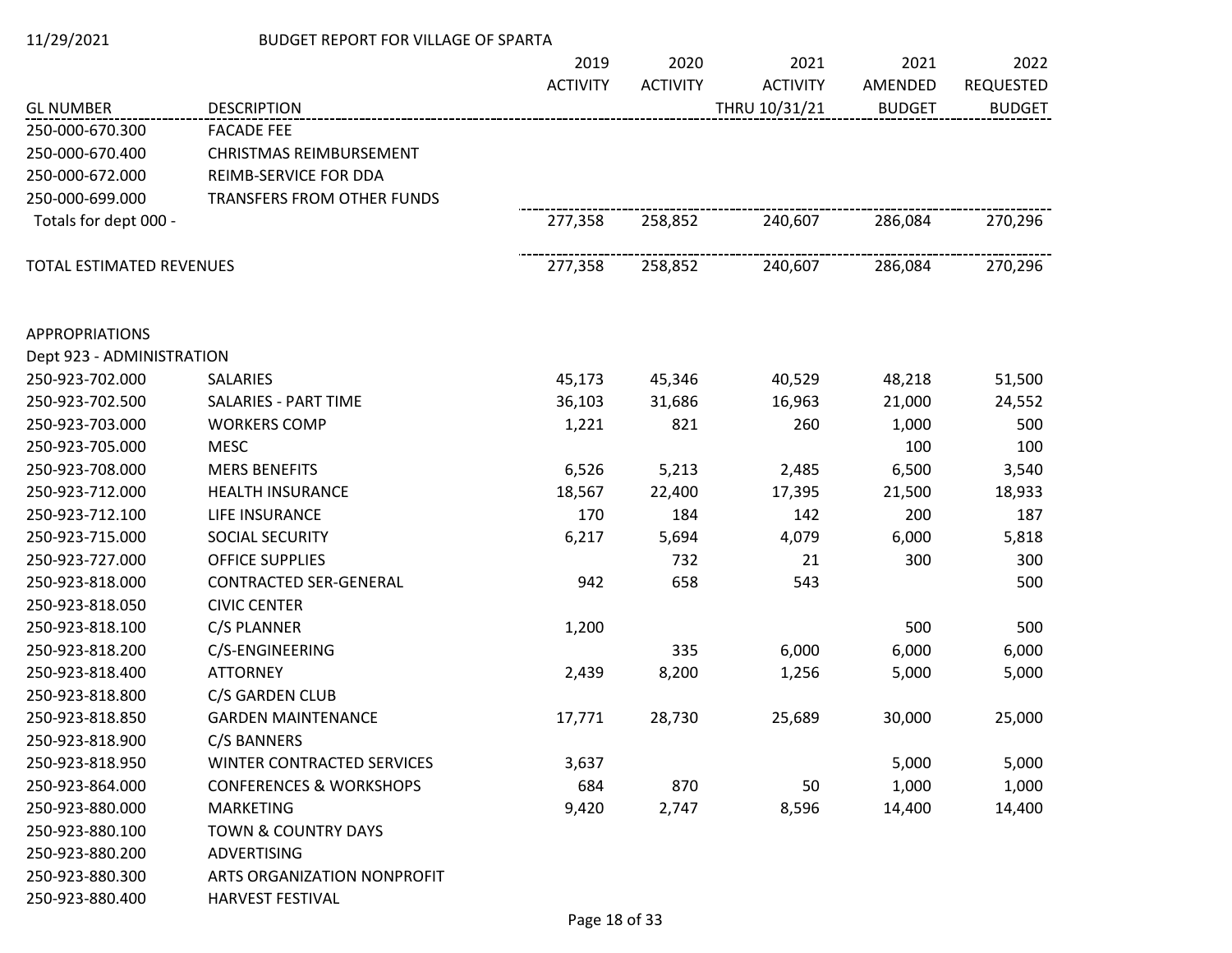11/29/2021 BUDGET REPORT FOR VILLAGE OF SPARTA

| GL NUMBER | DESCRIPTION | 2019 ACTIVITY | 2020 ACTIVITY | 2021 ACTIVITY THRU 10/31/21 | 2021 AMENDED BUDGET | 2022 REQUESTED BUDGET |
|---|---|---|---|---|---|---|
| 250-000-670.300 | FACADE FEE | | | | | |
| 250-000-670.400 | CHRISTMAS REIMBURSEMENT | | | | | |
| 250-000-672.000 | REIMB-SERVICE FOR DDA | | | | | |
| 250-000-699.000 | TRANSFERS FROM OTHER FUNDS | | | | | |
| Totals for dept 000 - | | 277,358 | 258,852 | 240,607 | 286,084 | 270,296 |
| TOTAL ESTIMATED REVENUES | | 277,358 | 258,852 | 240,607 | 286,084 | 270,296 |
| APPROPRIATIONS | | | | | | |
| Dept 923 - ADMINISTRATION | | | | | | |
| 250-923-702.000 | SALARIES | 45,173 | 45,346 | 40,529 | 48,218 | 51,500 |
| 250-923-702.500 | SALARIES - PART TIME | 36,103 | 31,686 | 16,963 | 21,000 | 24,552 |
| 250-923-703.000 | WORKERS COMP | 1,221 | 821 | 260 | 1,000 | 500 |
| 250-923-705.000 | MESC | | | | 100 | 100 |
| 250-923-708.000 | MERS BENEFITS | 6,526 | 5,213 | 2,485 | 6,500 | 3,540 |
| 250-923-712.000 | HEALTH INSURANCE | 18,567 | 22,400 | 17,395 | 21,500 | 18,933 |
| 250-923-712.100 | LIFE INSURANCE | 170 | 184 | 142 | 200 | 187 |
| 250-923-715.000 | SOCIAL SECURITY | 6,217 | 5,694 | 4,079 | 6,000 | 5,818 |
| 250-923-727.000 | OFFICE SUPPLIES | | 732 | 21 | 300 | 300 |
| 250-923-818.000 | CONTRACTED SER-GENERAL | 942 | 658 | 543 | | 500 |
| 250-923-818.050 | CIVIC CENTER | | | | | |
| 250-923-818.100 | C/S PLANNER | 1,200 | | | 500 | 500 |
| 250-923-818.200 | C/S-ENGINEERING | | 335 | 6,000 | 6,000 | 6,000 |
| 250-923-818.400 | ATTORNEY | 2,439 | 8,200 | 1,256 | 5,000 | 5,000 |
| 250-923-818.800 | C/S GARDEN CLUB | | | | | |
| 250-923-818.850 | GARDEN MAINTENANCE | 17,771 | 28,730 | 25,689 | 30,000 | 25,000 |
| 250-923-818.900 | C/S BANNERS | | | | | |
| 250-923-818.950 | WINTER CONTRACTED SERVICES | 3,637 | | | 5,000 | 5,000 |
| 250-923-864.000 | CONFERENCES & WORKSHOPS | 684 | 870 | 50 | 1,000 | 1,000 |
| 250-923-880.000 | MARKETING | 9,420 | 2,747 | 8,596 | 14,400 | 14,400 |
| 250-923-880.100 | TOWN & COUNTRY DAYS | | | | | |
| 250-923-880.200 | ADVERTISING | | | | | |
| 250-923-880.300 | ARTS ORGANIZATION NONPROFIT | | | | | |
| 250-923-880.400 | HARVEST FESTIVAL | | | | | |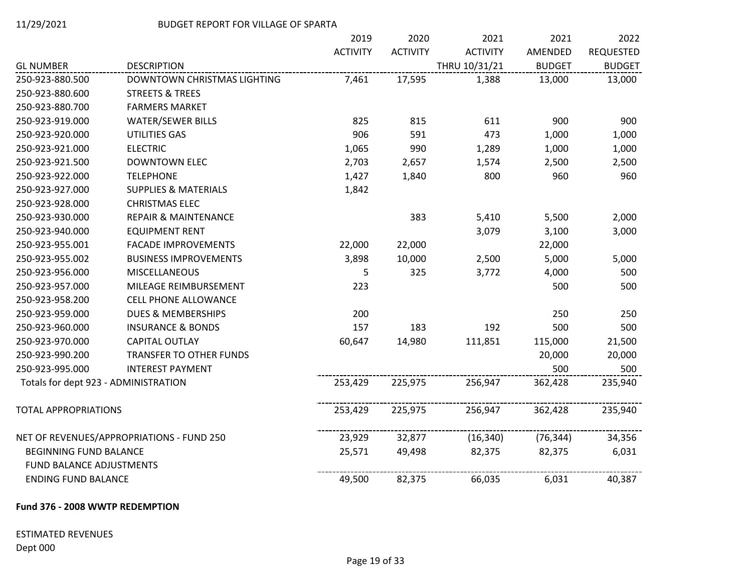11/29/2021 BUDGET REPORT FOR VILLAGE OF SPARTA

| GL NUMBER | DESCRIPTION | 2019 ACTIVITY | 2020 ACTIVITY | 2021 ACTIVITY THRU 10/31/21 | 2021 AMENDED BUDGET | 2022 REQUESTED BUDGET |
|---|---|---|---|---|---|---|
| 250-923-880.500 | DOWNTOWN CHRISTMAS LIGHTING | 7,461 | 17,595 | 1,388 | 13,000 | 13,000 |
| 250-923-880.600 | STREETS & TREES | | | | | |
| 250-923-880.700 | FARMERS MARKET | | | | | |
| 250-923-919.000 | WATER/SEWER BILLS | 825 | 815 | 611 | 900 | 900 |
| 250-923-920.000 | UTILITIES GAS | 906 | 591 | 473 | 1,000 | 1,000 |
| 250-923-921.000 | ELECTRIC | 1,065 | 990 | 1,289 | 1,000 | 1,000 |
| 250-923-921.500 | DOWNTOWN ELEC | 2,703 | 2,657 | 1,574 | 2,500 | 2,500 |
| 250-923-922.000 | TELEPHONE | 1,427 | 1,840 | 800 | 960 | 960 |
| 250-923-927.000 | SUPPLIES & MATERIALS | 1,842 | | | | |
| 250-923-928.000 | CHRISTMAS ELEC | | | | | |
| 250-923-930.000 | REPAIR & MAINTENANCE | | 383 | 5,410 | 5,500 | 2,000 |
| 250-923-940.000 | EQUIPMENT RENT | | | 3,079 | 3,100 | 3,000 |
| 250-923-955.001 | FACADE IMPROVEMENTS | 22,000 | 22,000 | | 22,000 | |
| 250-923-955.002 | BUSINESS IMPROVEMENTS | 3,898 | 10,000 | 2,500 | 5,000 | 5,000 |
| 250-923-956.000 | MISCELLANEOUS | 5 | 325 | 3,772 | 4,000 | 500 |
| 250-923-957.000 | MILEAGE REIMBURSEMENT | 223 | | | 500 | 500 |
| 250-923-958.200 | CELL PHONE ALLOWANCE | | | | | |
| 250-923-959.000 | DUES & MEMBERSHIPS | 200 | | | 250 | 250 |
| 250-923-960.000 | INSURANCE & BONDS | 157 | 183 | 192 | 500 | 500 |
| 250-923-970.000 | CAPITAL OUTLAY | 60,647 | 14,980 | 111,851 | 115,000 | 21,500 |
| 250-923-990.200 | TRANSFER TO OTHER FUNDS | | | | 20,000 | 20,000 |
| 250-923-995.000 | INTEREST PAYMENT | | | | 500 | 500 |
| Totals for dept 923 - ADMINISTRATION | | 253,429 | 225,975 | 256,947 | 362,428 | 235,940 |
| TOTAL APPROPRIATIONS | | 253,429 | 225,975 | 256,947 | 362,428 | 235,940 |
| NET OF REVENUES/APPROPRIATIONS - FUND 250 | | 23,929 | 32,877 | (16,340) | (76,344) | 34,356 |
| BEGINNING FUND BALANCE | | 25,571 | 49,498 | 82,375 | 82,375 | 6,031 |
| FUND BALANCE ADJUSTMENTS | | | | | | |
| ENDING FUND BALANCE | | 49,500 | 82,375 | 66,035 | 6,031 | 40,387 |

**Fund 376 - 2008 WWTP REDEMPTION**

ESTIMATED REVENUES
Dept 000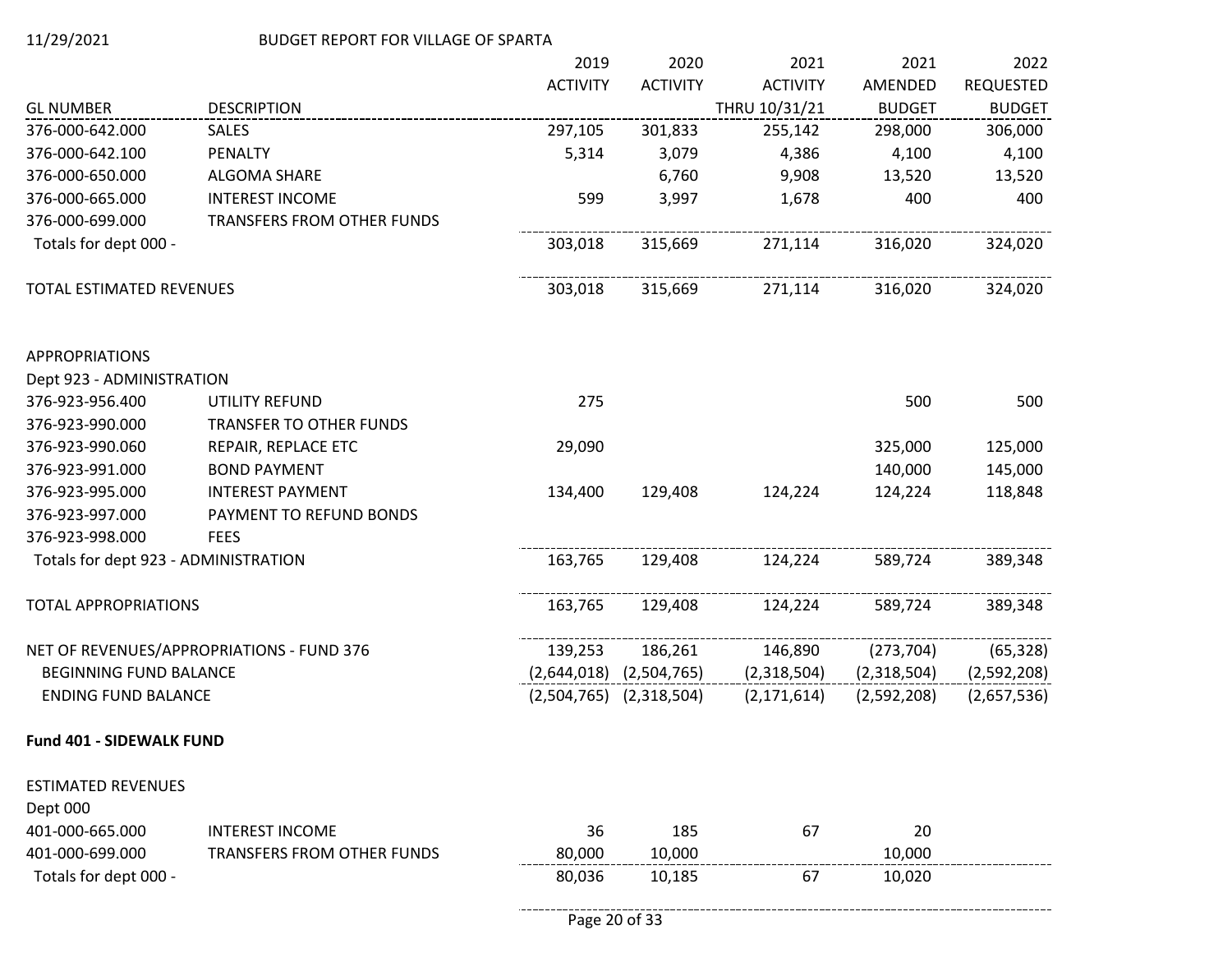11/29/2021 BUDGET REPORT FOR VILLAGE OF SPARTA

| GL NUMBER | DESCRIPTION | 2019 ACTIVITY | 2020 ACTIVITY | 2021 ACTIVITY THRU 10/31/21 | 2021 AMENDED BUDGET | 2022 REQUESTED BUDGET |
|---|---|---|---|---|---|---|
| 376-000-642.000 | SALES | 297,105 | 301,833 | 255,142 | 298,000 | 306,000 |
| 376-000-642.100 | PENALTY | 5,314 | 3,079 | 4,386 | 4,100 | 4,100 |
| 376-000-650.000 | ALGOMA SHARE | | 6,760 | 9,908 | 13,520 | 13,520 |
| 376-000-665.000 | INTEREST INCOME | 599 | 3,997 | 1,678 | 400 | 400 |
| 376-000-699.000 | TRANSFERS FROM OTHER FUNDS | | | | | |
| Totals for dept 000 - | | 303,018 | 315,669 | 271,114 | 316,020 | 324,020 |
| | | | | | | |
| TOTAL ESTIMATED REVENUES | | 303,018 | 315,669 | 271,114 | 316,020 | 324,020 |
| | | | | | | |
| APPROPRIATIONS | | | | | | |
| Dept 923 - ADMINISTRATION | | | | | | |
| 376-923-956.400 | UTILITY REFUND | 275 | | | 500 | 500 |
| 376-923-990.000 | TRANSFER TO OTHER FUNDS | | | | | |
| 376-923-990.060 | REPAIR, REPLACE ETC | 29,090 | | | 325,000 | 125,000 |
| 376-923-991.000 | BOND PAYMENT | | | | 140,000 | 145,000 |
| 376-923-995.000 | INTEREST PAYMENT | 134,400 | 129,408 | 124,224 | 124,224 | 118,848 |
| 376-923-997.000 | PAYMENT TO REFUND BONDS | | | | | |
| 376-923-998.000 | FEES | | | | | |
| Totals for dept 923 - ADMINISTRATION | | 163,765 | 129,408 | 124,224 | 589,724 | 389,348 |
| | | | | | | |
| TOTAL APPROPRIATIONS | | 163,765 | 129,408 | 124,224 | 589,724 | 389,348 |
| | | | | | | |
| NET OF REVENUES/APPROPRIATIONS - FUND 376 | | 139,253 | 186,261 | 146,890 | (273,704) | (65,328) |
| BEGINNING FUND BALANCE | | (2,644,018) | (2,504,765) | (2,318,504) | (2,318,504) | (2,592,208) |
| ENDING FUND BALANCE | | (2,504,765) | (2,318,504) | (2,171,614) | (2,592,208) | (2,657,536) |

**Fund 401 - SIDEWALK FUND**

| GL NUMBER | DESCRIPTION | 2019 ACTIVITY | 2020 ACTIVITY | 2021 ACTIVITY THRU 10/31/21 | 2021 AMENDED BUDGET | 2022 REQUESTED BUDGET |
|---|---|---|---|---|---|---|
| ESTIMATED REVENUES | | | | | | |
| Dept 000 | | | | | | |
| 401-000-665.000 | INTEREST INCOME | 36 | 185 | 67 | 20 | |
| 401-000-699.000 | TRANSFERS FROM OTHER FUNDS | 80,000 | 10,000 | | 10,000 | |
| Totals for dept 000 - | | 80,036 | 10,185 | 67 | 10,020 | |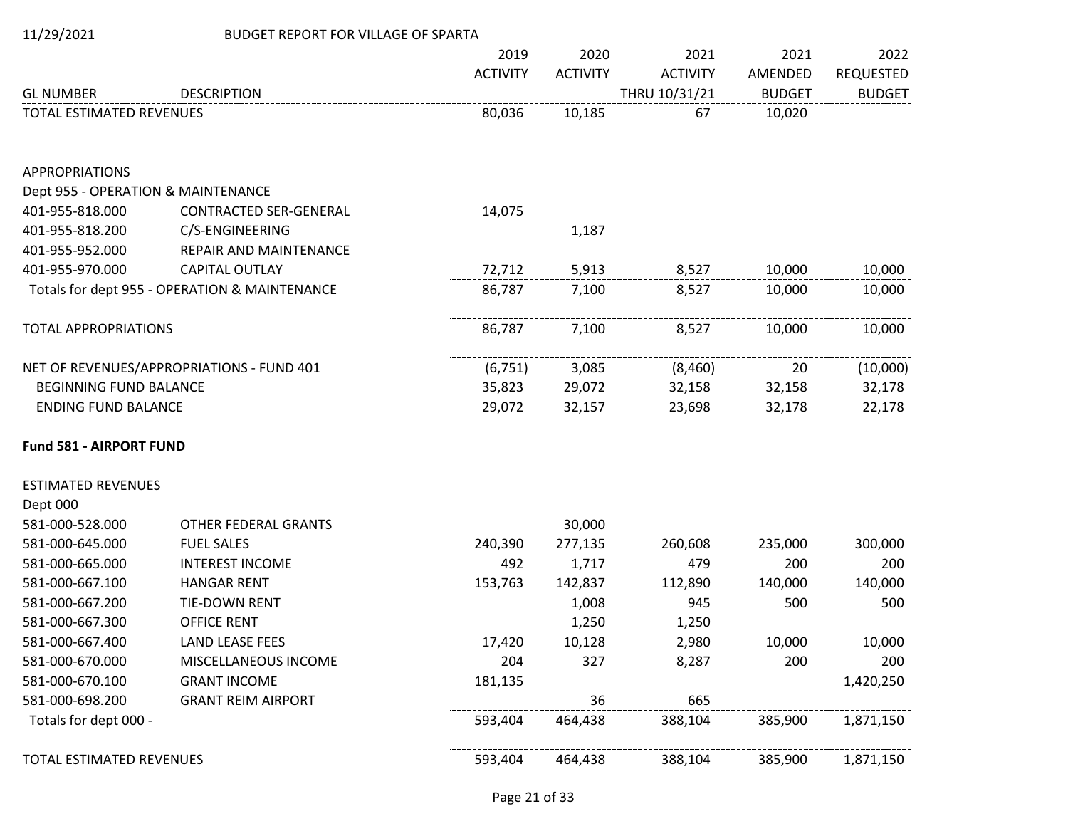BUDGET REPORT FOR VILLAGE OF SPARTA

| GL NUMBER | DESCRIPTION | 2019 ACTIVITY | 2020 ACTIVITY | 2021 ACTIVITY THRU 10/31/21 | 2021 AMENDED BUDGET | 2022 REQUESTED BUDGET |
|---|---|---|---|---|---|---|
| TOTAL ESTIMATED REVENUES | | 80,036 | 10,185 | 67 | 10,020 | |
| | | | | | | |
| APPROPRIATIONS | | | | | | |
| Dept 955 - OPERATION & MAINTENANCE | | | | | | |
| 401-955-818.000 | CONTRACTED SER-GENERAL | 14,075 | | | | |
| 401-955-818.200 | C/S-ENGINEERING | | 1,187 | | | |
| 401-955-952.000 | REPAIR AND MAINTENANCE | | | | | |
| 401-955-970.000 | CAPITAL OUTLAY | 72,712 | 5,913 | 8,527 | 10,000 | 10,000 |
| Totals for dept 955 - OPERATION & MAINTENANCE | | 86,787 | 7,100 | 8,527 | 10,000 | 10,000 |
| | | | | | | |
| TOTAL APPROPRIATIONS | | 86,787 | 7,100 | 8,527 | 10,000 | 10,000 |
| | | | | | | |
| NET OF REVENUES/APPROPRIATIONS - FUND 401 | | (6,751) | 3,085 | (8,460) | 20 | (10,000) |
| BEGINNING FUND BALANCE | | 35,823 | 29,072 | 32,158 | 32,158 | 32,178 |
| ENDING FUND BALANCE | | 29,072 | 32,157 | 23,698 | 32,178 | 22,178 |

**Fund 581 - AIRPORT FUND**

| GL NUMBER | DESCRIPTION | 2019 ACTIVITY | 2020 ACTIVITY | 2021 ACTIVITY THRU 10/31/21 | 2021 AMENDED BUDGET | 2022 REQUESTED BUDGET |
|---|---|---|---|---|---|---|
| ESTIMATED REVENUES | | | | | | |
| Dept 000 | | | | | | |
| 581-000-528.000 | OTHER FEDERAL GRANTS | | 30,000 | | | |
| 581-000-645.000 | FUEL SALES | 240,390 | 277,135 | 260,608 | 235,000 | 300,000 |
| 581-000-665.000 | INTEREST INCOME | 492 | 1,717 | 479 | 200 | 200 |
| 581-000-667.100 | HANGAR RENT | 153,763 | 142,837 | 112,890 | 140,000 | 140,000 |
| 581-000-667.200 | TIE-DOWN RENT | | 1,008 | 945 | 500 | 500 |
| 581-000-667.300 | OFFICE RENT | | 1,250 | 1,250 | | |
| 581-000-667.400 | LAND LEASE FEES | 17,420 | 10,128 | 2,980 | 10,000 | 10,000 |
| 581-000-670.000 | MISCELLANEOUS INCOME | 204 | 327 | 8,287 | 200 | 200 |
| 581-000-670.100 | GRANT INCOME | 181,135 | | | | 1,420,250 |
| 581-000-698.200 | GRANT REIM AIRPORT | | 36 | 665 | | |
| Totals for dept 000 - | | 593,404 | 464,438 | 388,104 | 385,900 | 1,871,150 |
| | | | | | | |
| TOTAL ESTIMATED REVENUES | | 593,404 | 464,438 | 388,104 | 385,900 | 1,871,150 |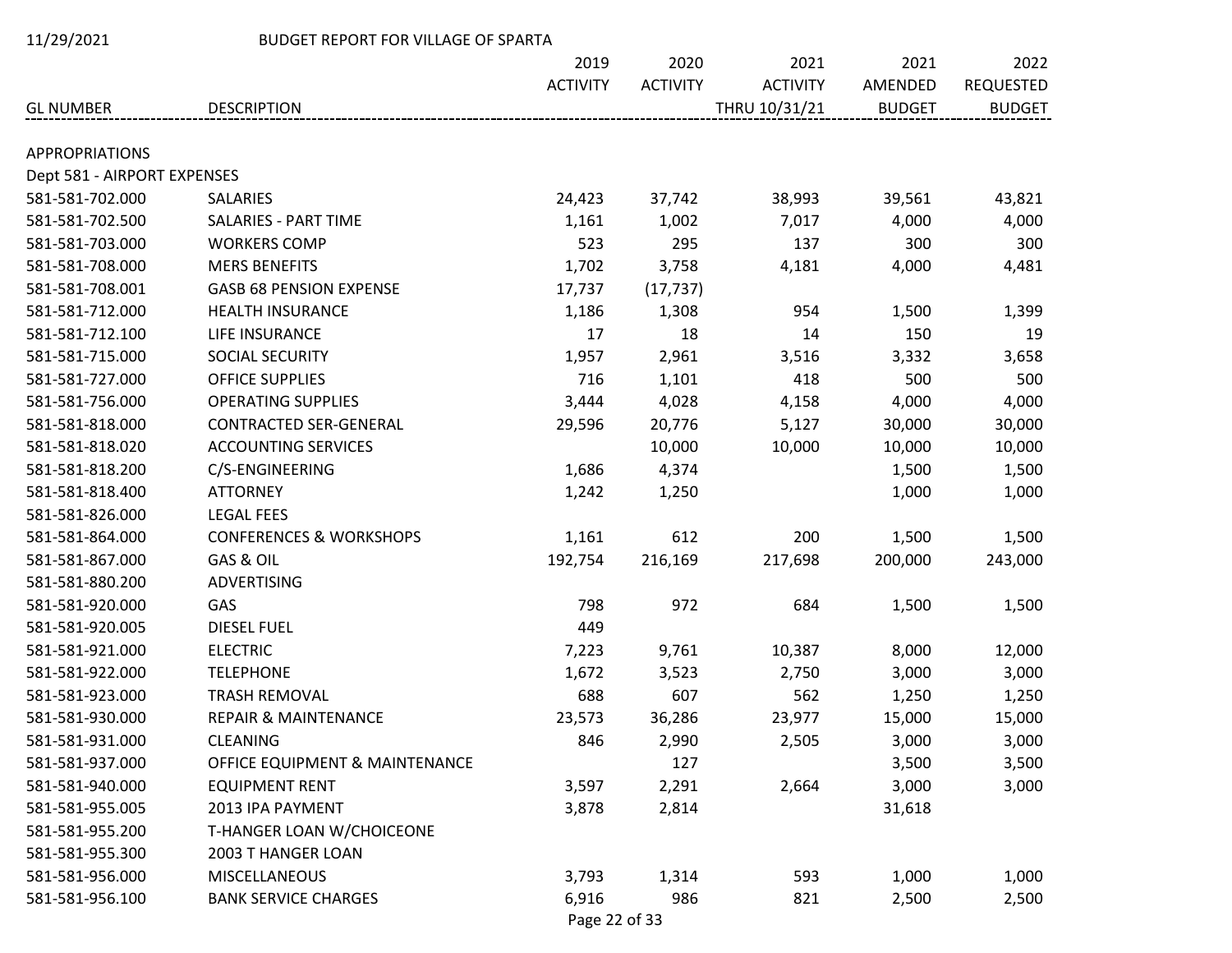11/29/2021 BUDGET REPORT FOR VILLAGE OF SPARTA

| GL NUMBER | DESCRIPTION | 2019 ACTIVITY | 2020 ACTIVITY | 2021 ACTIVITY THRU 10/31/21 | 2021 AMENDED BUDGET | 2022 REQUESTED BUDGET |
|---|---|---|---|---|---|---|
| APPROPRIATIONS | | | | | | |
| Dept 581 - AIRPORT EXPENSES | | | | | | |
| 581-581-702.000 | SALARIES | 24,423 | 37,742 | 38,993 | 39,561 | 43,821 |
| 581-581-702.500 | SALARIES - PART TIME | 1,161 | 1,002 | 7,017 | 4,000 | 4,000 |
| 581-581-703.000 | WORKERS COMP | 523 | 295 | 137 | 300 | 300 |
| 581-581-708.000 | MERS BENEFITS | 1,702 | 3,758 | 4,181 | 4,000 | 4,481 |
| 581-581-708.001 | GASB 68 PENSION EXPENSE | 17,737 | (17,737) | | | |
| 581-581-712.000 | HEALTH INSURANCE | 1,186 | 1,308 | 954 | 1,500 | 1,399 |
| 581-581-712.100 | LIFE INSURANCE | 17 | 18 | 14 | 150 | 19 |
| 581-581-715.000 | SOCIAL SECURITY | 1,957 | 2,961 | 3,516 | 3,332 | 3,658 |
| 581-581-727.000 | OFFICE SUPPLIES | 716 | 1,101 | 418 | 500 | 500 |
| 581-581-756.000 | OPERATING SUPPLIES | 3,444 | 4,028 | 4,158 | 4,000 | 4,000 |
| 581-581-818.000 | CONTRACTED SER-GENERAL | 29,596 | 20,776 | 5,127 | 30,000 | 30,000 |
| 581-581-818.020 | ACCOUNTING SERVICES | | 10,000 | 10,000 | 10,000 | 10,000 |
| 581-581-818.200 | C/S-ENGINEERING | 1,686 | 4,374 | | 1,500 | 1,500 |
| 581-581-818.400 | ATTORNEY | 1,242 | 1,250 | | 1,000 | 1,000 |
| 581-581-826.000 | LEGAL FEES | | | | | |
| 581-581-864.000 | CONFERENCES & WORKSHOPS | 1,161 | 612 | 200 | 1,500 | 1,500 |
| 581-581-867.000 | GAS & OIL | 192,754 | 216,169 | 217,698 | 200,000 | 243,000 |
| 581-581-880.200 | ADVERTISING | | | | | |
| 581-581-920.000 | GAS | 798 | 972 | 684 | 1,500 | 1,500 |
| 581-581-920.005 | DIESEL FUEL | 449 | | | | |
| 581-581-921.000 | ELECTRIC | 7,223 | 9,761 | 10,387 | 8,000 | 12,000 |
| 581-581-922.000 | TELEPHONE | 1,672 | 3,523 | 2,750 | 3,000 | 3,000 |
| 581-581-923.000 | TRASH REMOVAL | 688 | 607 | 562 | 1,250 | 1,250 |
| 581-581-930.000 | REPAIR & MAINTENANCE | 23,573 | 36,286 | 23,977 | 15,000 | 15,000 |
| 581-581-931.000 | CLEANING | 846 | 2,990 | 2,505 | 3,000 | 3,000 |
| 581-581-937.000 | OFFICE EQUIPMENT & MAINTENANCE | | 127 | | 3,500 | 3,500 |
| 581-581-940.000 | EQUIPMENT RENT | 3,597 | 2,291 | 2,664 | 3,000 | 3,000 |
| 581-581-955.005 | 2013 IPA PAYMENT | 3,878 | 2,814 | | 31,618 | |
| 581-581-955.200 | T-HANGER LOAN W/CHOICEONE | | | | | |
| 581-581-955.300 | 2003 T HANGER LOAN | | | | | |
| 581-581-956.000 | MISCELLANEOUS | 3,793 | 1,314 | 593 | 1,000 | 1,000 |
| 581-581-956.100 | BANK SERVICE CHARGES | 6,916 | 986 | 821 | 2,500 | 2,500 |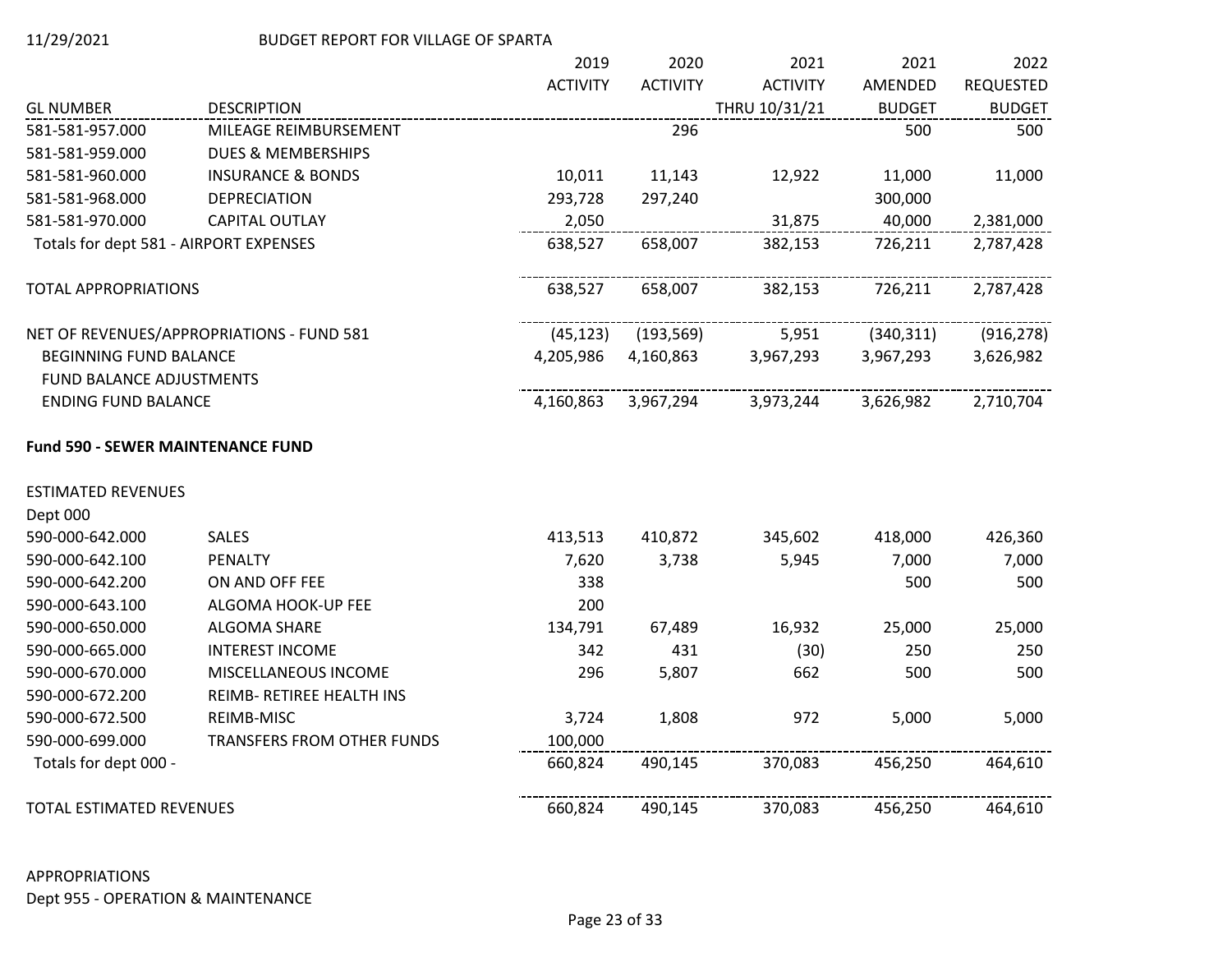11/29/2021 BUDGET REPORT FOR VILLAGE OF SPARTA

| GL NUMBER | DESCRIPTION | 2019 ACTIVITY | 2020 ACTIVITY | 2021 ACTIVITY THRU 10/31/21 | 2021 AMENDED BUDGET | 2022 REQUESTED BUDGET |
|---|---|---|---|---|---|---|
| 581-581-957.000 | MILEAGE REIMBURSEMENT | | 296 | | 500 | 500 |
| 581-581-959.000 | DUES & MEMBERSHIPS | | | | | |
| 581-581-960.000 | INSURANCE & BONDS | 10,011 | 11,143 | 12,922 | 11,000 | 11,000 |
| 581-581-968.000 | DEPRECIATION | 293,728 | 297,240 | | 300,000 | |
| 581-581-970.000 | CAPITAL OUTLAY | 2,050 | | 31,875 | 40,000 | 2,381,000 |
| Totals for dept 581 - AIRPORT EXPENSES | | 638,527 | 658,007 | 382,153 | 726,211 | 2,787,428 |
| | | | | | | |
| TOTAL APPROPRIATIONS | | 638,527 | 658,007 | 382,153 | 726,211 | 2,787,428 |
| | | | | | | |
| NET OF REVENUES/APPROPRIATIONS - FUND 581 | | (45,123) | (193,569) | 5,951 | (340,311) | (916,278) |
| BEGINNING FUND BALANCE | | 4,205,986 | 4,160,863 | 3,967,293 | 3,967,293 | 3,626,982 |
| FUND BALANCE ADJUSTMENTS | | | | | | |
| ENDING FUND BALANCE | | 4,160,863 | 3,967,294 | 3,973,244 | 3,626,982 | 2,710,704 |

**Fund 590 - SEWER MAINTENANCE FUND**

ESTIMATED REVENUES

Dept 000

| GL NUMBER | DESCRIPTION | 2019 ACTIVITY | 2020 ACTIVITY | 2021 ACTIVITY THRU 10/31/21 | 2021 AMENDED BUDGET | 2022 REQUESTED BUDGET |
|---|---|---|---|---|---|---|
| 590-000-642.000 | SALES | 413,513 | 410,872 | 345,602 | 418,000 | 426,360 |
| 590-000-642.100 | PENALTY | 7,620 | 3,738 | 5,945 | 7,000 | 7,000 |
| 590-000-642.200 | ON AND OFF FEE | 338 | | | 500 | 500 |
| 590-000-643.100 | ALGOMA HOOK-UP FEE | 200 | | | | |
| 590-000-650.000 | ALGOMA SHARE | 134,791 | 67,489 | 16,932 | 25,000 | 25,000 |
| 590-000-665.000 | INTEREST INCOME | 342 | 431 | (30) | 250 | 250 |
| 590-000-670.000 | MISCELLANEOUS INCOME | 296 | 5,807 | 662 | 500 | 500 |
| 590-000-672.200 | REIMB- RETIREE HEALTH INS | | | | | |
| 590-000-672.500 | REIMB-MISC | 3,724 | 1,808 | 972 | 5,000 | 5,000 |
| 590-000-699.000 | TRANSFERS FROM OTHER FUNDS | 100,000 | | | | |
| Totals for dept 000 - | | 660,824 | 490,145 | 370,083 | 456,250 | 464,610 |
| | | | | | | |
| TOTAL ESTIMATED REVENUES | | 660,824 | 490,145 | 370,083 | 456,250 | 464,610 |

APPROPRIATIONS

Dept 955 - OPERATION & MAINTENANCE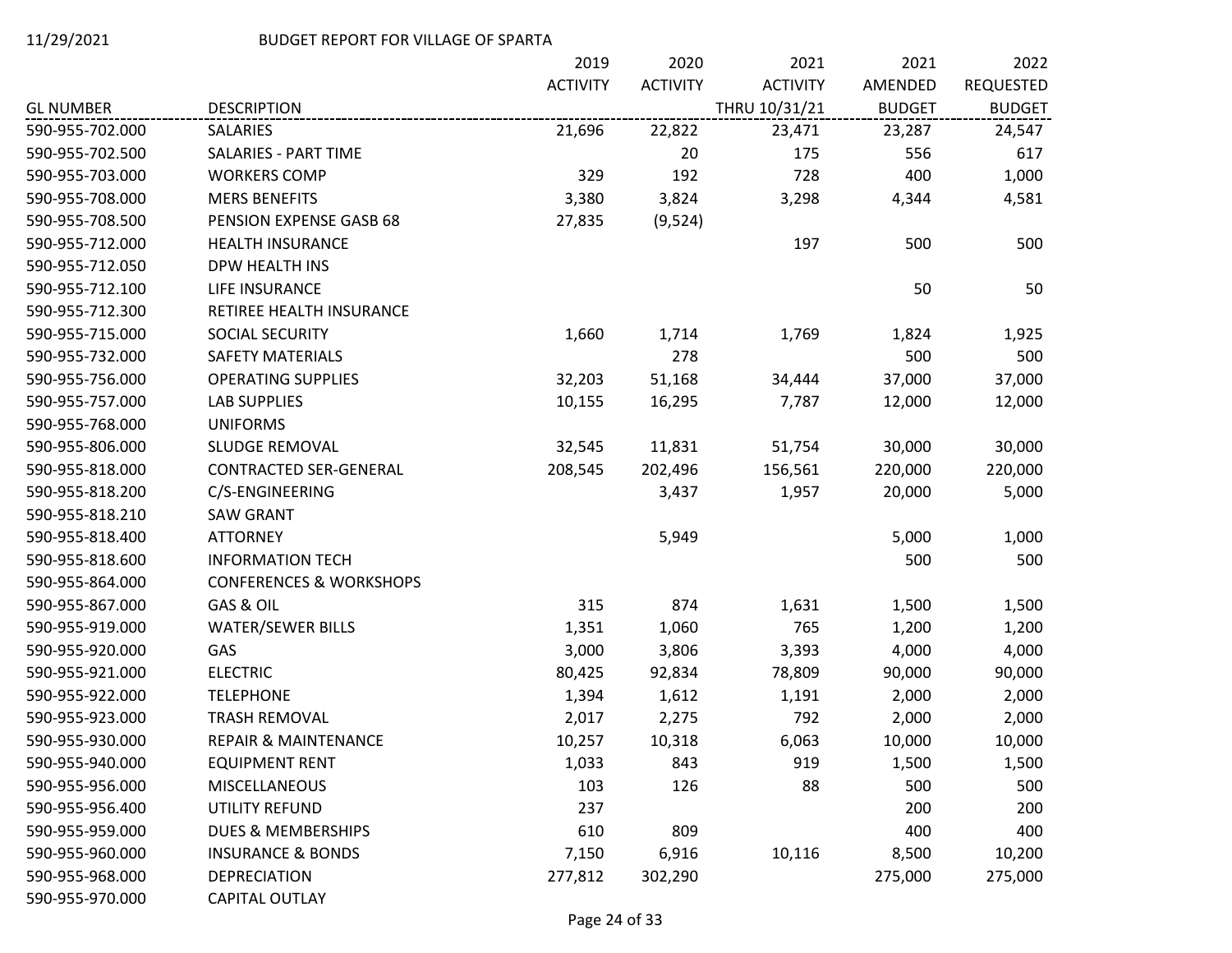11/29/2021 BUDGET REPORT FOR VILLAGE OF SPARTA

| GL NUMBER | DESCRIPTION | 2019 ACTIVITY | 2020 ACTIVITY | 2021 ACTIVITY THRU 10/31/21 | 2021 AMENDED BUDGET | 2022 REQUESTED BUDGET |
|---|---|---|---|---|---|---|
| 590-955-702.000 | SALARIES | 21,696 | 22,822 | 23,471 | 23,287 | 24,547 |
| 590-955-702.500 | SALARIES - PART TIME | | 20 | 175 | 556 | 617 |
| 590-955-703.000 | WORKERS COMP | 329 | 192 | 728 | 400 | 1,000 |
| 590-955-708.000 | MERS BENEFITS | 3,380 | 3,824 | 3,298 | 4,344 | 4,581 |
| 590-955-708.500 | PENSION EXPENSE GASB 68 | 27,835 | (9,524) | | | |
| 590-955-712.000 | HEALTH INSURANCE | | | 197 | 500 | 500 |
| 590-955-712.050 | DPW HEALTH INS | | | | | |
| 590-955-712.100 | LIFE INSURANCE | | | | 50 | 50 |
| 590-955-712.300 | RETIREE HEALTH INSURANCE | | | | | |
| 590-955-715.000 | SOCIAL SECURITY | 1,660 | 1,714 | 1,769 | 1,824 | 1,925 |
| 590-955-732.000 | SAFETY MATERIALS | | 278 | | 500 | 500 |
| 590-955-756.000 | OPERATING SUPPLIES | 32,203 | 51,168 | 34,444 | 37,000 | 37,000 |
| 590-955-757.000 | LAB SUPPLIES | 10,155 | 16,295 | 7,787 | 12,000 | 12,000 |
| 590-955-768.000 | UNIFORMS | | | | | |
| 590-955-806.000 | SLUDGE REMOVAL | 32,545 | 11,831 | 51,754 | 30,000 | 30,000 |
| 590-955-818.000 | CONTRACTED SER-GENERAL | 208,545 | 202,496 | 156,561 | 220,000 | 220,000 |
| 590-955-818.200 | C/S-ENGINEERING | | 3,437 | 1,957 | 20,000 | 5,000 |
| 590-955-818.210 | SAW GRANT | | | | | |
| 590-955-818.400 | ATTORNEY | | 5,949 | | 5,000 | 1,000 |
| 590-955-818.600 | INFORMATION TECH | | | | 500 | 500 |
| 590-955-864.000 | CONFERENCES & WORKSHOPS | | | | | |
| 590-955-867.000 | GAS & OIL | 315 | 874 | 1,631 | 1,500 | 1,500 |
| 590-955-919.000 | WATER/SEWER BILLS | 1,351 | 1,060 | 765 | 1,200 | 1,200 |
| 590-955-920.000 | GAS | 3,000 | 3,806 | 3,393 | 4,000 | 4,000 |
| 590-955-921.000 | ELECTRIC | 80,425 | 92,834 | 78,809 | 90,000 | 90,000 |
| 590-955-922.000 | TELEPHONE | 1,394 | 1,612 | 1,191 | 2,000 | 2,000 |
| 590-955-923.000 | TRASH REMOVAL | 2,017 | 2,275 | 792 | 2,000 | 2,000 |
| 590-955-930.000 | REPAIR & MAINTENANCE | 10,257 | 10,318 | 6,063 | 10,000 | 10,000 |
| 590-955-940.000 | EQUIPMENT RENT | 1,033 | 843 | 919 | 1,500 | 1,500 |
| 590-955-956.000 | MISCELLANEOUS | 103 | 126 | 88 | 500 | 500 |
| 590-955-956.400 | UTILITY REFUND | 237 | | | 200 | 200 |
| 590-955-959.000 | DUES & MEMBERSHIPS | 610 | 809 | | 400 | 400 |
| 590-955-960.000 | INSURANCE & BONDS | 7,150 | 6,916 | 10,116 | 8,500 | 10,200 |
| 590-955-968.000 | DEPRECIATION | 277,812 | 302,290 | | 275,000 | 275,000 |
| 590-955-970.000 | CAPITAL OUTLAY | | | | | |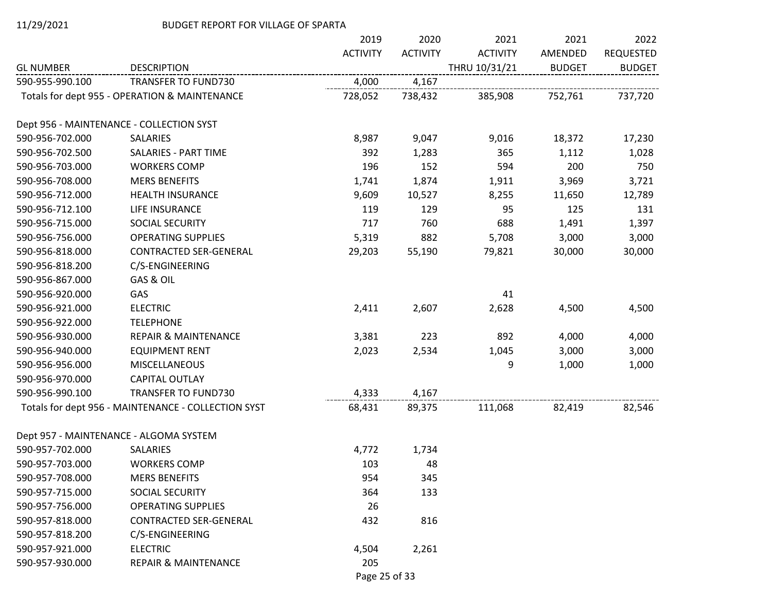11/29/2021 BUDGET REPORT FOR VILLAGE OF SPARTA

| GL NUMBER | DESCRIPTION | 2019 ACTIVITY | 2020 ACTIVITY | 2021 ACTIVITY THRU 10/31/21 | 2021 AMENDED BUDGET | 2022 REQUESTED BUDGET |
|---|---|---|---|---|---|---|
| 590-955-990.100 | TRANSFER TO FUND730 | 4,000 | 4,167 | | | |
| Totals for dept 955 - OPERATION & MAINTENANCE | | 728,052 | 738,432 | 385,908 | 752,761 | 737,720 |
| | | | | | | |
| Dept 956 - MAINTENANCE - COLLECTION SYST | | | | | | |
| 590-956-702.000 | SALARIES | 8,987 | 9,047 | 9,016 | 18,372 | 17,230 |
| 590-956-702.500 | SALARIES - PART TIME | 392 | 1,283 | 365 | 1,112 | 1,028 |
| 590-956-703.000 | WORKERS COMP | 196 | 152 | 594 | 200 | 750 |
| 590-956-708.000 | MERS BENEFITS | 1,741 | 1,874 | 1,911 | 3,969 | 3,721 |
| 590-956-712.000 | HEALTH INSURANCE | 9,609 | 10,527 | 8,255 | 11,650 | 12,789 |
| 590-956-712.100 | LIFE INSURANCE | 119 | 129 | 95 | 125 | 131 |
| 590-956-715.000 | SOCIAL SECURITY | 717 | 760 | 688 | 1,491 | 1,397 |
| 590-956-756.000 | OPERATING SUPPLIES | 5,319 | 882 | 5,708 | 3,000 | 3,000 |
| 590-956-818.000 | CONTRACTED SER-GENERAL | 29,203 | 55,190 | 79,821 | 30,000 | 30,000 |
| 590-956-818.200 | C/S-ENGINEERING | | | | | |
| 590-956-867.000 | GAS & OIL | | | | | |
| 590-956-920.000 | GAS | | | 41 | | |
| 590-956-921.000 | ELECTRIC | 2,411 | 2,607 | 2,628 | 4,500 | 4,500 |
| 590-956-922.000 | TELEPHONE | | | | | |
| 590-956-930.000 | REPAIR & MAINTENANCE | 3,381 | 223 | 892 | 4,000 | 4,000 |
| 590-956-940.000 | EQUIPMENT RENT | 2,023 | 2,534 | 1,045 | 3,000 | 3,000 |
| 590-956-956.000 | MISCELLANEOUS | | | 9 | 1,000 | 1,000 |
| 590-956-970.000 | CAPITAL OUTLAY | | | | | |
| 590-956-990.100 | TRANSFER TO FUND730 | 4,333 | 4,167 | | | |
| Totals for dept 956 - MAINTENANCE - COLLECTION SYST | | 68,431 | 89,375 | 111,068 | 82,419 | 82,546 |
| | | | | | | |
| Dept 957 - MAINTENANCE - ALGOMA SYSTEM | | | | | | |
| 590-957-702.000 | SALARIES | 4,772 | 1,734 | | | |
| 590-957-703.000 | WORKERS COMP | 103 | 48 | | | |
| 590-957-708.000 | MERS BENEFITS | 954 | 345 | | | |
| 590-957-715.000 | SOCIAL SECURITY | 364 | 133 | | | |
| 590-957-756.000 | OPERATING SUPPLIES | 26 | | | | |
| 590-957-818.000 | CONTRACTED SER-GENERAL | 432 | 816 | | | |
| 590-957-818.200 | C/S-ENGINEERING | | | | | |
| 590-957-921.000 | ELECTRIC | 4,504 | 2,261 | | | |
| 590-957-930.000 | REPAIR & MAINTENANCE | 205 | | | | |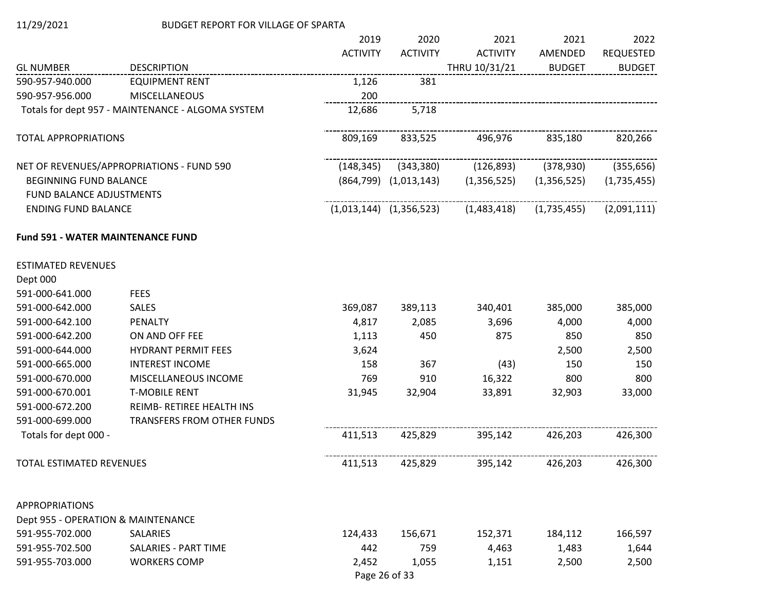BUDGET REPORT FOR VILLAGE OF SPARTA

11/29/2021

| GL NUMBER | DESCRIPTION | 2019 ACTIVITY | 2020 ACTIVITY | 2021 ACTIVITY THRU 10/31/21 | 2021 AMENDED BUDGET | 2022 REQUESTED BUDGET |
|---|---|---|---|---|---|---|
| 590-957-940.000 | EQUIPMENT RENT | 1,126 | 381 | | | |
| 590-957-956.000 | MISCELLANEOUS | 200 | | | | |
| Totals for dept 957 - MAINTENANCE - ALGOMA SYSTEM | | 12,686 | 5,718 | | | |
| TOTAL APPROPRIATIONS | | 809,169 | 833,525 | 496,976 | 835,180 | 820,266 |
| NET OF REVENUES/APPROPRIATIONS - FUND 590 | | (148,345) | (343,380) | (126,893) | (378,930) | (355,656) |
| BEGINNING FUND BALANCE | | (864,799) | (1,013,143) | (1,356,525) | (1,356,525) | (1,735,455) |
| FUND BALANCE ADJUSTMENTS | | | | | | |
| ENDING FUND BALANCE | | (1,013,144) | (1,356,523) | (1,483,418) | (1,735,455) | (2,091,111) |

**Fund 591 - WATER MAINTENANCE FUND**

| GL NUMBER | DESCRIPTION | 2019 ACTIVITY | 2020 ACTIVITY | 2021 ACTIVITY THRU 10/31/21 | 2021 AMENDED BUDGET | 2022 REQUESTED BUDGET |
|---|---|---|---|---|---|---|
| ESTIMATED REVENUES | | | | | | |
| Dept 000 | | | | | | |
| 591-000-641.000 | FEES | | | | | |
| 591-000-642.000 | SALES | 369,087 | 389,113 | 340,401 | 385,000 | 385,000 |
| 591-000-642.100 | PENALTY | 4,817 | 2,085 | 3,696 | 4,000 | 4,000 |
| 591-000-642.200 | ON AND OFF FEE | 1,113 | 450 | 875 | 850 | 850 |
| 591-000-644.000 | HYDRANT PERMIT FEES | 3,624 | | | 2,500 | 2,500 |
| 591-000-665.000 | INTEREST INCOME | 158 | 367 | (43) | 150 | 150 |
| 591-000-670.000 | MISCELLANEOUS INCOME | 769 | 910 | 16,322 | 800 | 800 |
| 591-000-670.001 | T-MOBILE RENT | 31,945 | 32,904 | 33,891 | 32,903 | 33,000 |
| 591-000-672.200 | REIMB- RETIREE HEALTH INS | | | | | |
| 591-000-699.000 | TRANSFERS FROM OTHER FUNDS | | | | | |
| Totals for dept 000 - | | 411,513 | 425,829 | 395,142 | 426,203 | 426,300 |
| TOTAL ESTIMATED REVENUES | | 411,513 | 425,829 | 395,142 | 426,203 | 426,300 |
| APPROPRIATIONS | | | | | | |
| Dept 955 - OPERATION & MAINTENANCE | | | | | | |
| 591-955-702.000 | SALARIES | 124,433 | 156,671 | 152,371 | 184,112 | 166,597 |
| 591-955-702.500 | SALARIES - PART TIME | 442 | 759 | 4,463 | 1,483 | 1,644 |
| 591-955-703.000 | WORKERS COMP | 2,452 | 1,055 | 1,151 | 2,500 | 2,500 |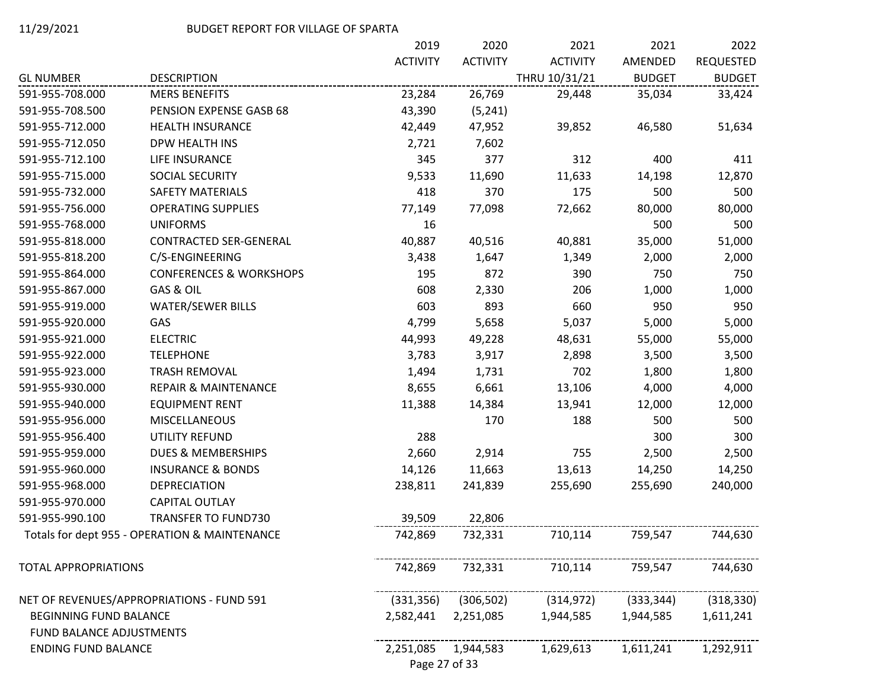11/29/2021 BUDGET REPORT FOR VILLAGE OF SPARTA

| GL NUMBER | DESCRIPTION | 2019 ACTIVITY | 2020 ACTIVITY | 2021 ACTIVITY THRU 10/31/21 | 2021 AMENDED BUDGET | 2022 REQUESTED BUDGET |
|---|---|---|---|---|---|---|
| 591-955-708.000 | MERS BENEFITS | 23,284 | 26,769 | 29,448 | 35,034 | 33,424 |
| 591-955-708.500 | PENSION EXPENSE GASB 68 | 43,390 | (5,241) | | | |
| 591-955-712.000 | HEALTH INSURANCE | 42,449 | 47,952 | 39,852 | 46,580 | 51,634 |
| 591-955-712.050 | DPW HEALTH INS | 2,721 | 7,602 | | | |
| 591-955-712.100 | LIFE INSURANCE | 345 | 377 | 312 | 400 | 411 |
| 591-955-715.000 | SOCIAL SECURITY | 9,533 | 11,690 | 11,633 | 14,198 | 12,870 |
| 591-955-732.000 | SAFETY MATERIALS | 418 | 370 | 175 | 500 | 500 |
| 591-955-756.000 | OPERATING SUPPLIES | 77,149 | 77,098 | 72,662 | 80,000 | 80,000 |
| 591-955-768.000 | UNIFORMS | 16 | | | 500 | 500 |
| 591-955-818.000 | CONTRACTED SER-GENERAL | 40,887 | 40,516 | 40,881 | 35,000 | 51,000 |
| 591-955-818.200 | C/S-ENGINEERING | 3,438 | 1,647 | 1,349 | 2,000 | 2,000 |
| 591-955-864.000 | CONFERENCES & WORKSHOPS | 195 | 872 | 390 | 750 | 750 |
| 591-955-867.000 | GAS & OIL | 608 | 2,330 | 206 | 1,000 | 1,000 |
| 591-955-919.000 | WATER/SEWER BILLS | 603 | 893 | 660 | 950 | 950 |
| 591-955-920.000 | GAS | 4,799 | 5,658 | 5,037 | 5,000 | 5,000 |
| 591-955-921.000 | ELECTRIC | 44,993 | 49,228 | 48,631 | 55,000 | 55,000 |
| 591-955-922.000 | TELEPHONE | 3,783 | 3,917 | 2,898 | 3,500 | 3,500 |
| 591-955-923.000 | TRASH REMOVAL | 1,494 | 1,731 | 702 | 1,800 | 1,800 |
| 591-955-930.000 | REPAIR & MAINTENANCE | 8,655 | 6,661 | 13,106 | 4,000 | 4,000 |
| 591-955-940.000 | EQUIPMENT RENT | 11,388 | 14,384 | 13,941 | 12,000 | 12,000 |
| 591-955-956.000 | MISCELLANEOUS | | 170 | 188 | 500 | 500 |
| 591-955-956.400 | UTILITY REFUND | 288 | | | 300 | 300 |
| 591-955-959.000 | DUES & MEMBERSHIPS | 2,660 | 2,914 | 755 | 2,500 | 2,500 |
| 591-955-960.000 | INSURANCE & BONDS | 14,126 | 11,663 | 13,613 | 14,250 | 14,250 |
| 591-955-968.000 | DEPRECIATION | 238,811 | 241,839 | 255,690 | 255,690 | 240,000 |
| 591-955-970.000 | CAPITAL OUTLAY | | | | | |
| 591-955-990.100 | TRANSFER TO FUND730 | 39,509 | 22,806 | | | |
| Totals for dept 955 - OPERATION & MAINTENANCE | | 742,869 | 732,331 | 710,114 | 759,547 | 744,630 |
| TOTAL APPROPRIATIONS | | 742,869 | 732,331 | 710,114 | 759,547 | 744,630 |
| NET OF REVENUES/APPROPRIATIONS - FUND 591 | | (331,356) | (306,502) | (314,972) | (333,344) | (318,330) |
| BEGINNING FUND BALANCE | | 2,582,441 | 2,251,085 | 1,944,585 | 1,944,585 | 1,611,241 |
| FUND BALANCE ADJUSTMENTS | | | | | | |
| ENDING FUND BALANCE | | 2,251,085 | 1,944,583 | 1,629,613 | 1,611,241 | 1,292,911 |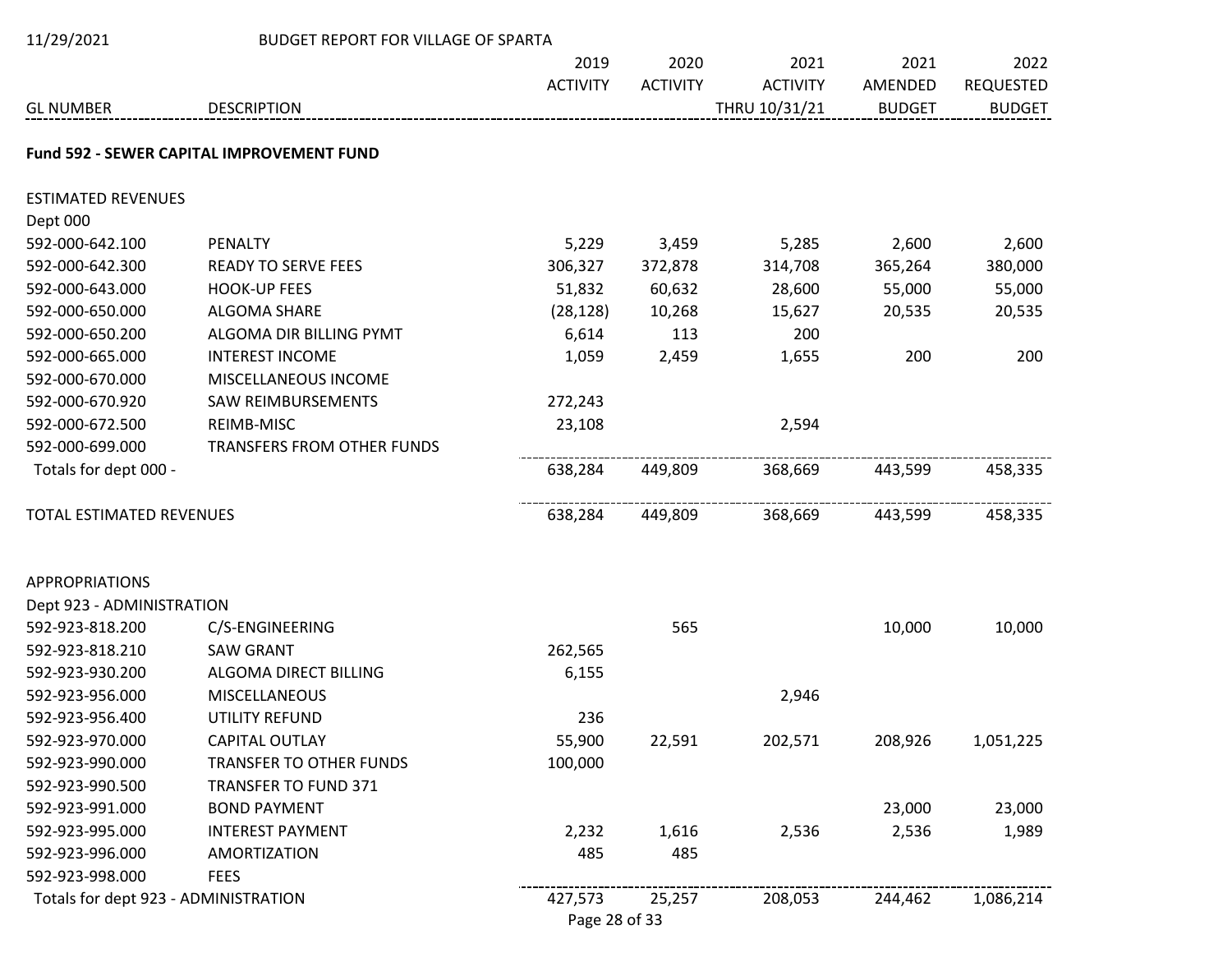11/29/2021 BUDGET REPORT FOR VILLAGE OF SPARTA

| GL NUMBER | DESCRIPTION | 2019 ACTIVITY | 2020 ACTIVITY | 2021 ACTIVITY THRU 10/31/21 | 2021 AMENDED BUDGET | 2022 REQUESTED BUDGET |
|---|---|---|---|---|---|---|
| **Fund 592 - SEWER CAPITAL IMPROVEMENT FUND** | | | | | | |
| ESTIMATED REVENUES | | | | | | |
| Dept 000 | | | | | | |
| 592-000-642.100 | PENALTY | 5,229 | 3,459 | 5,285 | 2,600 | 2,600 |
| 592-000-642.300 | READY TO SERVE FEES | 306,327 | 372,878 | 314,708 | 365,264 | 380,000 |
| 592-000-643.000 | HOOK-UP FEES | 51,832 | 60,632 | 28,600 | 55,000 | 55,000 |
| 592-000-650.000 | ALGOMA SHARE | (28,128) | 10,268 | 15,627 | 20,535 | 20,535 |
| 592-000-650.200 | ALGOMA DIR BILLING PYMT | 6,614 | 113 | 200 | | |
| 592-000-665.000 | INTEREST INCOME | 1,059 | 2,459 | 1,655 | 200 | 200 |
| 592-000-670.000 | MISCELLANEOUS INCOME | | | | | |
| 592-000-670.920 | SAW REIMBURSEMENTS | 272,243 | | | | |
| 592-000-672.500 | REIMB-MISC | 23,108 | | 2,594 | | |
| 592-000-699.000 | TRANSFERS FROM OTHER FUNDS | | | | | |
| Totals for dept 000 - | | 638,284 | 449,809 | 368,669 | 443,599 | 458,335 |
| TOTAL ESTIMATED REVENUES | | 638,284 | 449,809 | 368,669 | 443,599 | 458,335 |
| APPROPRIATIONS | | | | | | |
| Dept 923 - ADMINISTRATION | | | | | | |
| 592-923-818.200 | C/S-ENGINEERING | | 565 | | 10,000 | 10,000 |
| 592-923-818.210 | SAW GRANT | 262,565 | | | | |
| 592-923-930.200 | ALGOMA DIRECT BILLING | 6,155 | | | | |
| 592-923-956.000 | MISCELLANEOUS | | | 2,946 | | |
| 592-923-956.400 | UTILITY REFUND | 236 | | | | |
| 592-923-970.000 | CAPITAL OUTLAY | 55,900 | 22,591 | 202,571 | 208,926 | 1,051,225 |
| 592-923-990.000 | TRANSFER TO OTHER FUNDS | 100,000 | | | | |
| 592-923-990.500 | TRANSFER TO FUND 371 | | | | | |
| 592-923-991.000 | BOND PAYMENT | | | | 23,000 | 23,000 |
| 592-923-995.000 | INTEREST PAYMENT | 2,232 | 1,616 | 2,536 | 2,536 | 1,989 |
| 592-923-996.000 | AMORTIZATION | 485 | 485 | | | |
| 592-923-998.000 | FEES | | | | | |
| Totals for dept 923 - ADMINISTRATION | | 427,573 | 25,257 | 208,053 | 244,462 | 1,086,214 |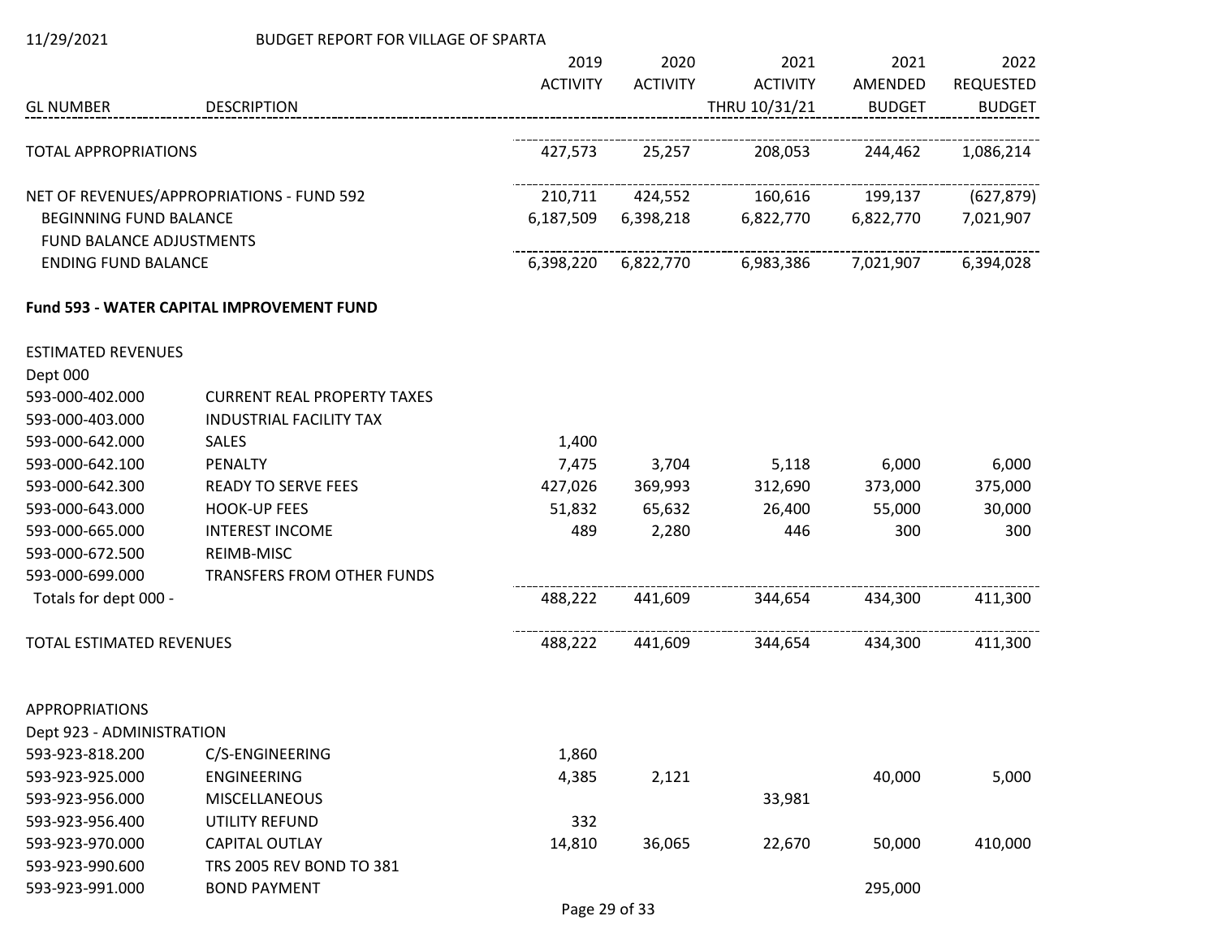BUDGET REPORT FOR VILLAGE OF SPARTA

| GL NUMBER | DESCRIPTION | 2019 ACTIVITY | 2020 ACTIVITY | 2021 ACTIVITY THRU 10/31/21 | 2021 AMENDED BUDGET | 2022 REQUESTED BUDGET |
|---|---|---|---|---|---|---|
| TOTAL APPROPRIATIONS | | 427,573 | 25,257 | 208,053 | 244,462 | 1,086,214 |
| NET OF REVENUES/APPROPRIATIONS - FUND 592 | | 210,711 | 424,552 | 160,616 | 199,137 | (627,879) |
| BEGINNING FUND BALANCE | | 6,187,509 | 6,398,218 | 6,822,770 | 6,822,770 | 7,021,907 |
| FUND BALANCE ADJUSTMENTS | | | | | | |
| ENDING FUND BALANCE | | 6,398,220 | 6,822,770 | 6,983,386 | 7,021,907 | 6,394,028 |

**Fund 593 - WATER CAPITAL IMPROVEMENT FUND**

| GL NUMBER | DESCRIPTION | 2019 ACTIVITY | 2020 ACTIVITY | 2021 ACTIVITY THRU 10/31/21 | 2021 AMENDED BUDGET | 2022 REQUESTED BUDGET |
|---|---|---|---|---|---|---|
| ESTIMATED REVENUES | | | | | | |
| Dept 000 | | | | | | |
| 593-000-402.000 | CURRENT REAL PROPERTY TAXES | | | | | |
| 593-000-403.000 | INDUSTRIAL FACILITY TAX | | | | | |
| 593-000-642.000 | SALES | 1,400 | | | | |
| 593-000-642.100 | PENALTY | 7,475 | 3,704 | 5,118 | 6,000 | 6,000 |
| 593-000-642.300 | READY TO SERVE FEES | 427,026 | 369,993 | 312,690 | 373,000 | 375,000 |
| 593-000-643.000 | HOOK-UP FEES | 51,832 | 65,632 | 26,400 | 55,000 | 30,000 |
| 593-000-665.000 | INTEREST INCOME | 489 | 2,280 | 446 | 300 | 300 |
| 593-000-672.500 | REIMB-MISC | | | | | |
| 593-000-699.000 | TRANSFERS FROM OTHER FUNDS | | | | | |
| Totals for dept 000 - | | 488,222 | 441,609 | 344,654 | 434,300 | 411,300 |
| TOTAL ESTIMATED REVENUES | | 488,222 | 441,609 | 344,654 | 434,300 | 411,300 |
| APPROPRIATIONS | | | | | | |
| Dept 923 - ADMINISTRATION | | | | | | |
| 593-923-818.200 | C/S-ENGINEERING | 1,860 | | | | |
| 593-923-925.000 | ENGINEERING | 4,385 | 2,121 | | 40,000 | 5,000 |
| 593-923-956.000 | MISCELLANEOUS | | | 33,981 | | |
| 593-923-956.400 | UTILITY REFUND | 332 | | | | |
| 593-923-970.000 | CAPITAL OUTLAY | 14,810 | 36,065 | 22,670 | 50,000 | 410,000 |
| 593-923-990.600 | TRS 2005 REV BOND TO 381 | | | | | |
| 593-923-991.000 | BOND PAYMENT | | | | 295,000 | |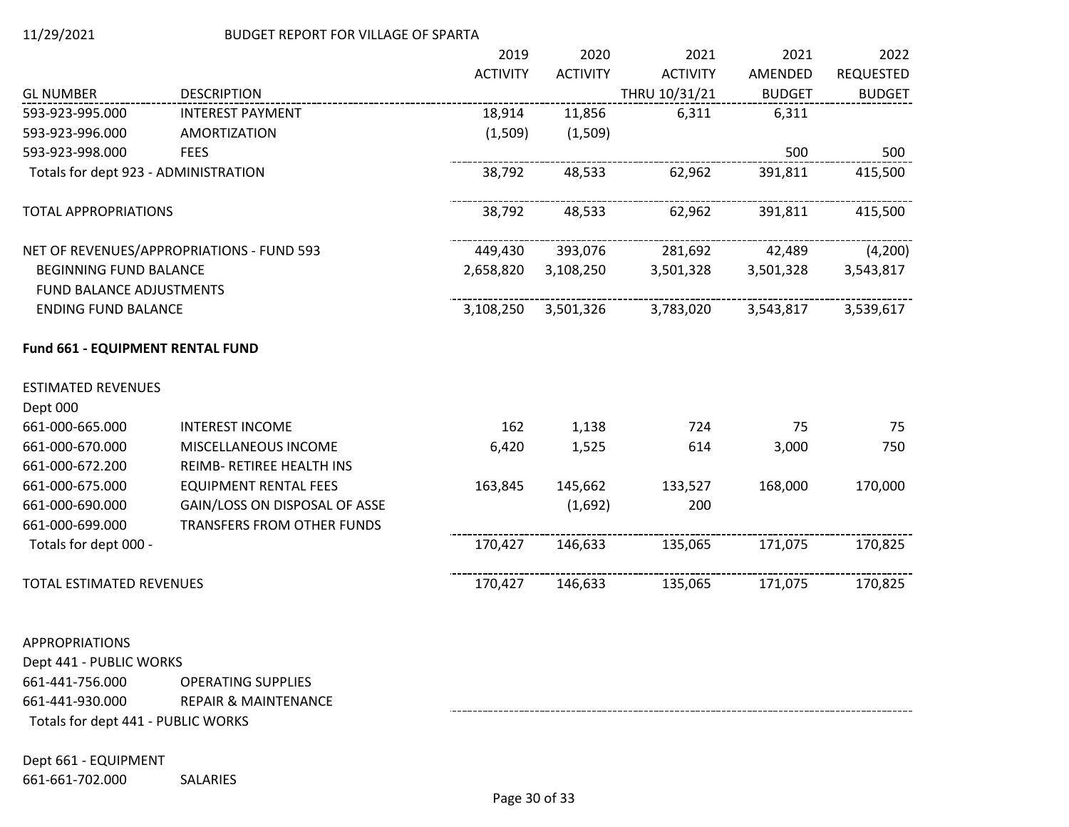| GL NUMBER | DESCRIPTION | 2019 ACTIVITY | 2020 ACTIVITY | 2021 ACTIVITY THRU 10/31/21 | 2021 AMENDED BUDGET | 2022 REQUESTED BUDGET |
|---|---|---|---|---|---|---|
| 593-923-995.000 | INTEREST PAYMENT | 18,914 | 11,856 | 6,311 | 6,311 | |
| 593-923-996.000 | AMORTIZATION | (1,509) | (1,509) | | | |
| 593-923-998.000 | FEES | | | | 500 | 500 |
| Totals for dept 923 - ADMINISTRATION | | 38,792 | 48,533 | 62,962 | 391,811 | 415,500 |
| TOTAL APPROPRIATIONS | | 38,792 | 48,533 | 62,962 | 391,811 | 415,500 |
| NET OF REVENUES/APPROPRIATIONS - FUND 593 | | 449,430 | 393,076 | 281,692 | 42,489 | (4,200) |
| BEGINNING FUND BALANCE | | 2,658,820 | 3,108,250 | 3,501,328 | 3,501,328 | 3,543,817 |
| FUND BALANCE ADJUSTMENTS | | | | | | |
| ENDING FUND BALANCE | | 3,108,250 | 3,501,326 | 3,783,020 | 3,543,817 | 3,539,617 |

**Fund 661 - EQUIPMENT RENTAL FUND**

| GL NUMBER | DESCRIPTION | 2019 ACTIVITY | 2020 ACTIVITY | 2021 ACTIVITY THRU 10/31/21 | 2021 AMENDED BUDGET | 2022 REQUESTED BUDGET |
|---|---|---|---|---|---|---|
| ESTIMATED REVENUES | | | | | | |
| Dept 000 | | | | | | |
| 661-000-665.000 | INTEREST INCOME | 162 | 1,138 | 724 | 75 | 75 |
| 661-000-670.000 | MISCELLANEOUS INCOME | 6,420 | 1,525 | 614 | 3,000 | 750 |
| 661-000-672.200 | REIMB- RETIREE HEALTH INS | | | | | |
| 661-000-675.000 | EQUIPMENT RENTAL FEES | 163,845 | 145,662 | 133,527 | 168,000 | 170,000 |
| 661-000-690.000 | GAIN/LOSS ON DISPOSAL OF ASSE | | (1,692) | 200 | | |
| 661-000-699.000 | TRANSFERS FROM OTHER FUNDS | | | | | |
| Totals for dept 000 - | | 170,427 | 146,633 | 135,065 | 171,075 | 170,825 |
| TOTAL ESTIMATED REVENUES | | 170,427 | 146,633 | 135,065 | 171,075 | 170,825 |
| APPROPRIATIONS | | | | | | |
| Dept 441 - PUBLIC WORKS | | | | | | |
| 661-441-756.000 | OPERATING SUPPLIES | | | | | |
| 661-441-930.000 | REPAIR & MAINTENANCE | | | | | |
| Totals for dept 441 - PUBLIC WORKS | | | | | | |
| Dept 661 - EQUIPMENT | | | | | | |
| 661-661-702.000 | SALARIES | | | | | |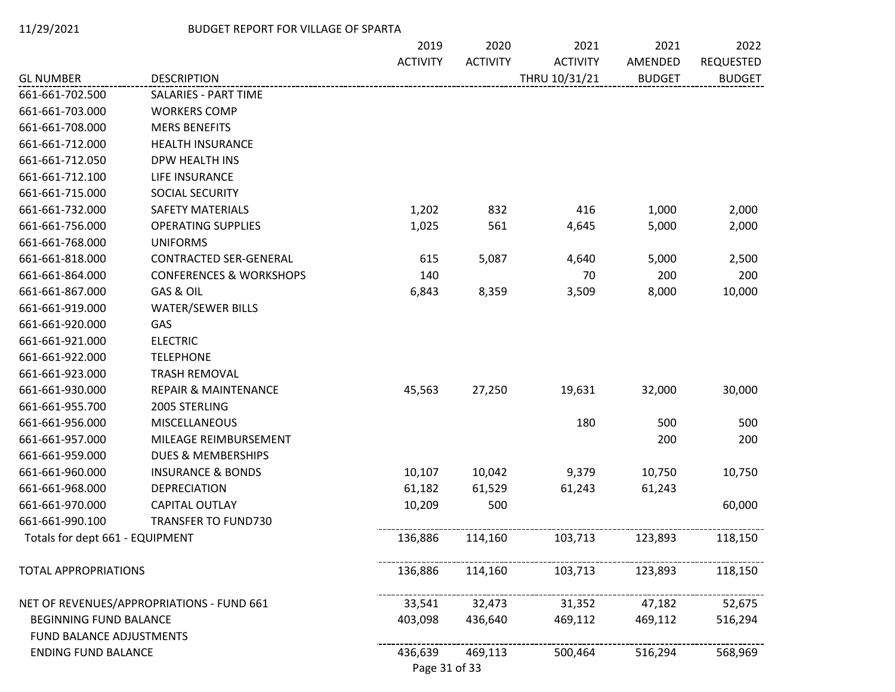11/29/2021 BUDGET REPORT FOR VILLAGE OF SPARTA

| GL NUMBER | DESCRIPTION | 2019 ACTIVITY | 2020 ACTIVITY | 2021 ACTIVITY THRU 10/31/21 | 2021 AMENDED BUDGET | 2022 REQUESTED BUDGET |
|---|---|---|---|---|---|---|
| 661-661-702.500 | SALARIES - PART TIME | | | | | |
| 661-661-703.000 | WORKERS COMP | | | | | |
| 661-661-708.000 | MERS BENEFITS | | | | | |
| 661-661-712.000 | HEALTH INSURANCE | | | | | |
| 661-661-712.050 | DPW HEALTH INS | | | | | |
| 661-661-712.100 | LIFE INSURANCE | | | | | |
| 661-661-715.000 | SOCIAL SECURITY | | | | | |
| 661-661-732.000 | SAFETY MATERIALS | 1,202 | 832 | 416 | 1,000 | 2,000 |
| 661-661-756.000 | OPERATING SUPPLIES | 1,025 | 561 | 4,645 | 5,000 | 2,000 |
| 661-661-768.000 | UNIFORMS | | | | | |
| 661-661-818.000 | CONTRACTED SER-GENERAL | 615 | 5,087 | 4,640 | 5,000 | 2,500 |
| 661-661-864.000 | CONFERENCES & WORKSHOPS | 140 | | 70 | 200 | 200 |
| 661-661-867.000 | GAS & OIL | 6,843 | 8,359 | 3,509 | 8,000 | 10,000 |
| 661-661-919.000 | WATER/SEWER BILLS | | | | | |
| 661-661-920.000 | GAS | | | | | |
| 661-661-921.000 | ELECTRIC | | | | | |
| 661-661-922.000 | TELEPHONE | | | | | |
| 661-661-923.000 | TRASH REMOVAL | | | | | |
| 661-661-930.000 | REPAIR & MAINTENANCE | 45,563 | 27,250 | 19,631 | 32,000 | 30,000 |
| 661-661-955.700 | 2005 STERLING | | | | | |
| 661-661-956.000 | MISCELLANEOUS | | | 180 | 500 | 500 |
| 661-661-957.000 | MILEAGE REIMBURSEMENT | | | | 200 | 200 |
| 661-661-959.000 | DUES & MEMBERSHIPS | | | | | |
| 661-661-960.000 | INSURANCE & BONDS | 10,107 | 10,042 | 9,379 | 10,750 | 10,750 |
| 661-661-968.000 | DEPRECIATION | 61,182 | 61,529 | 61,243 | 61,243 | |
| 661-661-970.000 | CAPITAL OUTLAY | 10,209 | 500 | | | 60,000 |
| 661-661-990.100 | TRANSFER TO FUND730 | | | | | |
| Totals for dept 661 - EQUIPMENT | | 136,886 | 114,160 | 103,713 | 123,893 | 118,150 |
| TOTAL APPROPRIATIONS | | 136,886 | 114,160 | 103,713 | 123,893 | 118,150 |
| NET OF REVENUES/APPROPRIATIONS - FUND 661 | | 33,541 | 32,473 | 31,352 | 47,182 | 52,675 |
| BEGINNING FUND BALANCE | | 403,098 | 436,640 | 469,112 | 469,112 | 516,294 |
| FUND BALANCE ADJUSTMENTS | | | | | | |
| ENDING FUND BALANCE | | 436,639 | 469,113 | 500,464 | 516,294 | 568,969 |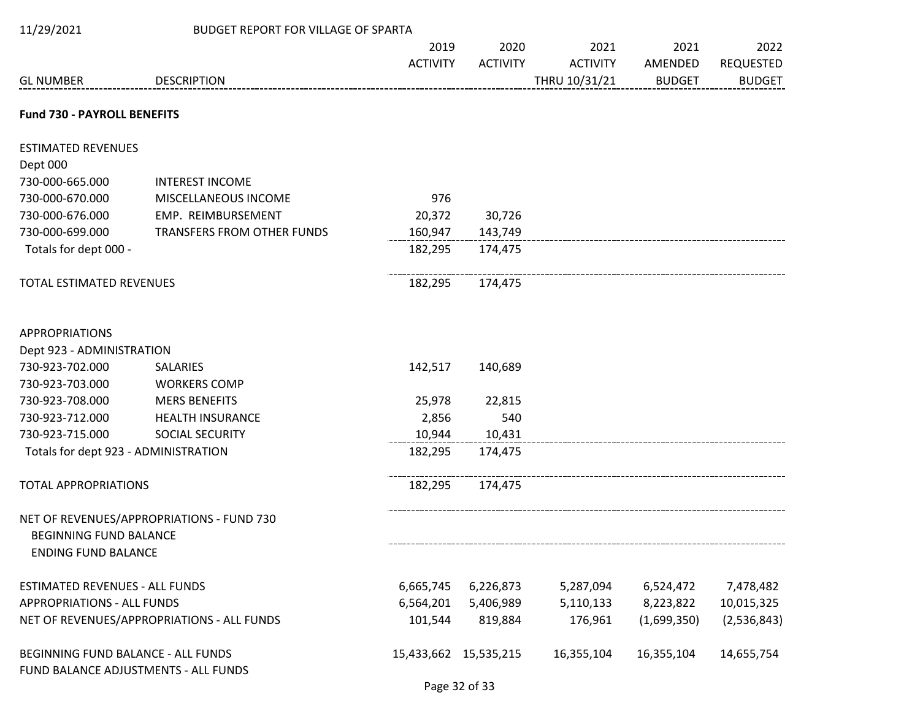11/29/2021 BUDGET REPORT FOR VILLAGE OF SPARTA

| GL NUMBER | DESCRIPTION | 2019 ACTIVITY | 2020 ACTIVITY | 2021 ACTIVITY THRU 10/31/21 | 2021 AMENDED BUDGET | 2022 REQUESTED BUDGET |
|---|---|---|---|---|---|---|
| **Fund 730 - PAYROLL BENEFITS** | | | | | | |
| ESTIMATED REVENUES | | | | | | |
| Dept 000 | | | | | | |
| 730-000-665.000 | INTEREST INCOME | | | | | |
| 730-000-670.000 | MISCELLANEOUS INCOME | 976 | | | | |
| 730-000-676.000 | EMP. REIMBURSEMENT | 20,372 | 30,726 | | | |
| 730-000-699.000 | TRANSFERS FROM OTHER FUNDS | 160,947 | 143,749 | | | |
| Totals for dept 000 - | | 182,295 | 174,475 | | | |
| TOTAL ESTIMATED REVENUES | | 182,295 | 174,475 | | | |
| APPROPRIATIONS | | | | | | |
| Dept 923 - ADMINISTRATION | | | | | | |
| 730-923-702.000 | SALARIES | 142,517 | 140,689 | | | |
| 730-923-703.000 | WORKERS COMP | | | | | |
| 730-923-708.000 | MERS BENEFITS | 25,978 | 22,815 | | | |
| 730-923-712.000 | HEALTH INSURANCE | 2,856 | 540 | | | |
| 730-923-715.000 | SOCIAL SECURITY | 10,944 | 10,431 | | | |
| Totals for dept 923 - ADMINISTRATION | | 182,295 | 174,475 | | | |
| TOTAL APPROPRIATIONS | | 182,295 | 174,475 | | | |
| NET OF REVENUES/APPROPRIATIONS - FUND 730 | | | | | | |
| BEGINNING FUND BALANCE | | | | | | |
| ENDING FUND BALANCE | | | | | | |
| ESTIMATED REVENUES - ALL FUNDS | | 6,665,745 | 6,226,873 | 5,287,094 | 6,524,472 | 7,478,482 |
| APPROPRIATIONS - ALL FUNDS | | 6,564,201 | 5,406,989 | 5,110,133 | 8,223,822 | 10,015,325 |
| NET OF REVENUES/APPROPRIATIONS - ALL FUNDS | | 101,544 | 819,884 | 176,961 | (1,699,350) | (2,536,843) |
| BEGINNING FUND BALANCE - ALL FUNDS | | 15,433,662 | 15,535,215 | 16,355,104 | 16,355,104 | 14,655,754 |
| FUND BALANCE ADJUSTMENTS - ALL FUNDS | | | | | | |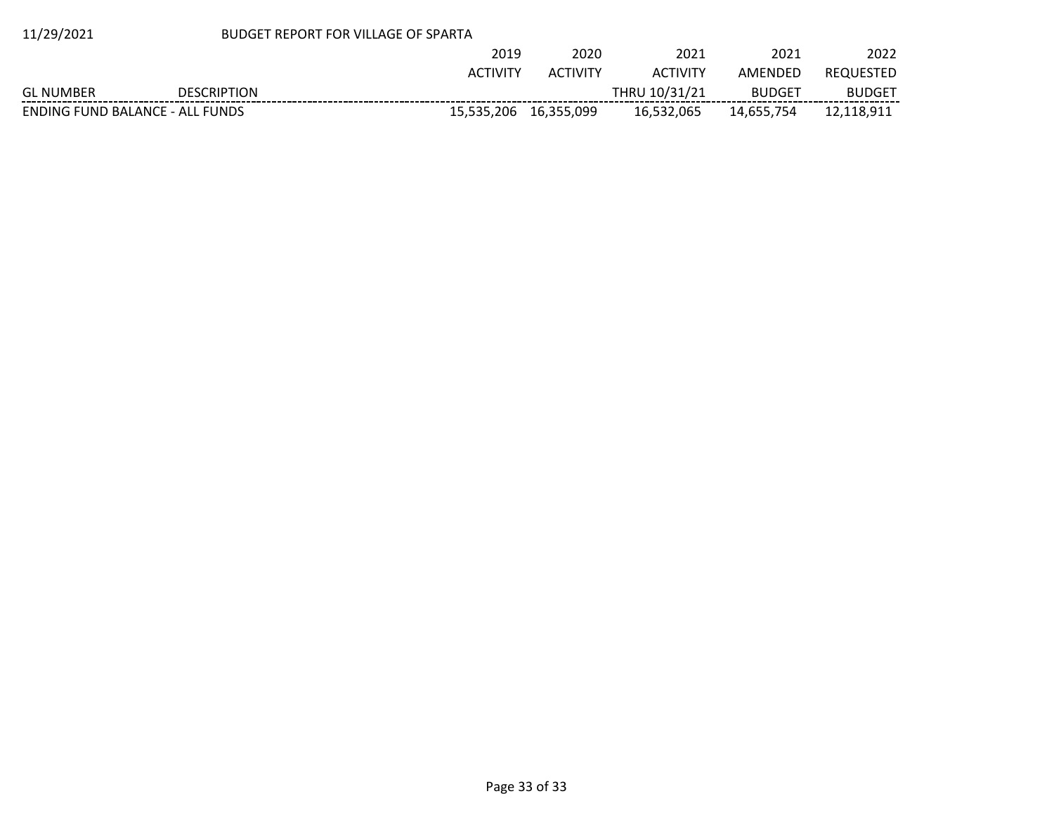| GL NUMBER | DESCRIPTION | 2019 ACTIVITY | 2020 ACTIVITY | 2021 ACTIVITY THRU 10/31/21 | 2021 AMENDED BUDGET | 2022 REQUESTED BUDGET |
|---|---|---|---|---|---|---|
| ENDING FUND BALANCE - ALL FUNDS | | 15,535,206 | 16,355,099 | 16,532,065 | 14,655,754 | 12,118,911 |